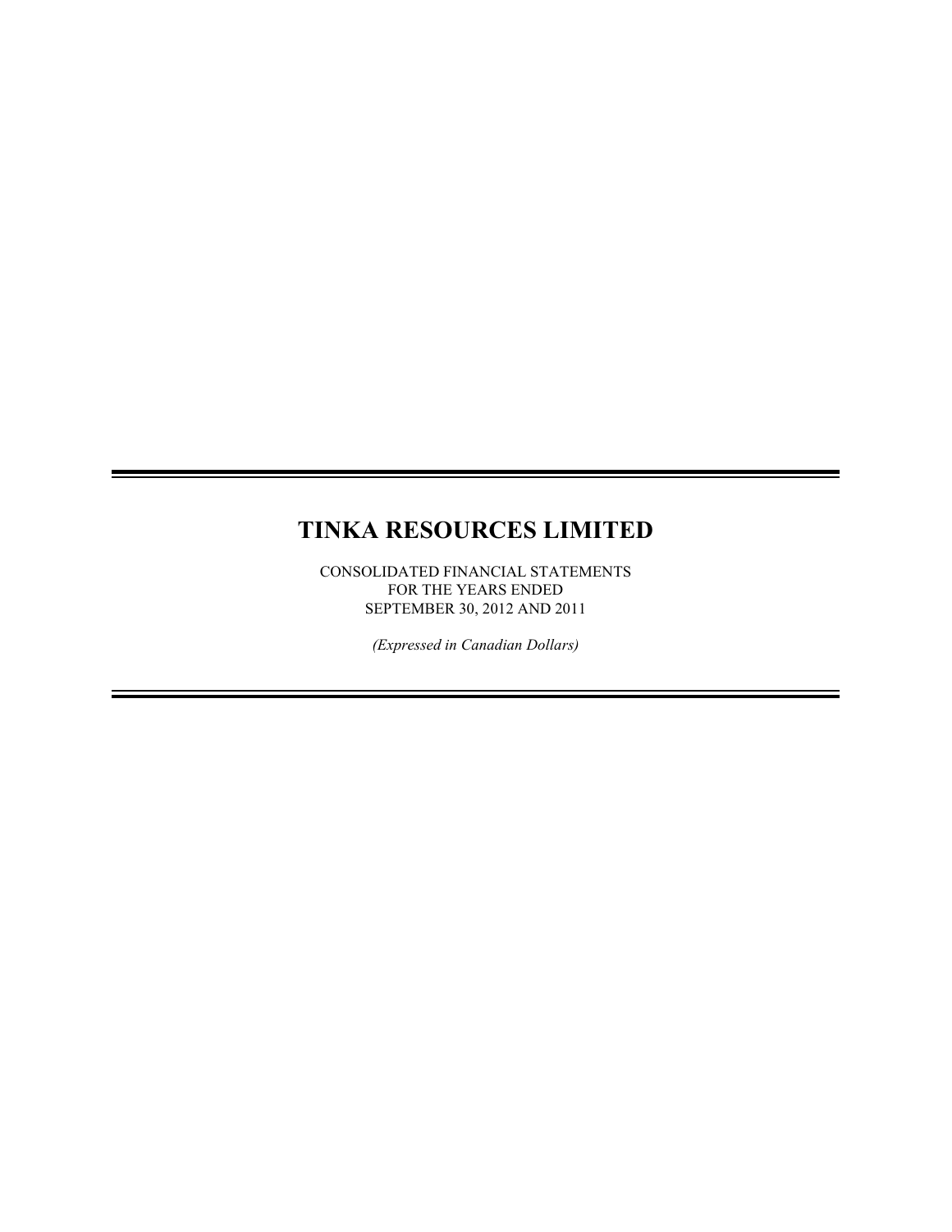# TINKA RESOURCES LIMITED

CONSOLIDATED FINANCIAL STATEMENTS
FOR THE YEARS ENDED
SEPTEMBER 30, 2012 AND 2011

*(Expressed in Canadian Dollars)*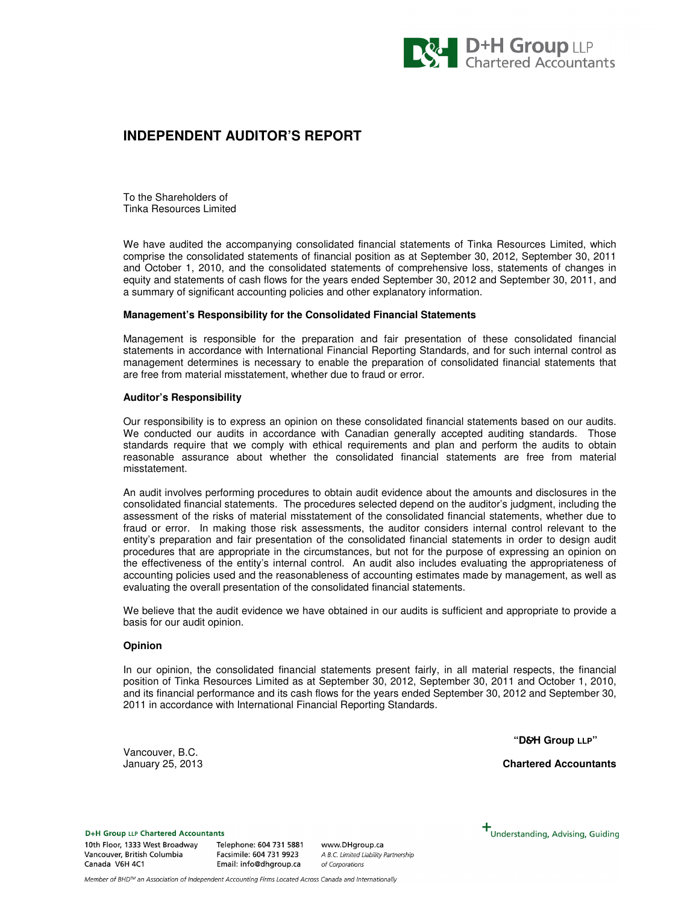# INDEPENDENT AUDITOR'S REPORT

To the Shareholders of
Tinka Resources Limited

We have audited the accompanying consolidated financial statements of Tinka Resources Limited, which comprise the consolidated statements of financial position as at September 30, 2012, September 30, 2011 and October 1, 2010, and the consolidated statements of comprehensive loss, statements of changes in equity and statements of cash flows for the years ended September 30, 2012 and September 30, 2011, and a summary of significant accounting policies and other explanatory information.

**Management's Responsibility for the Consolidated Financial Statements**

Management is responsible for the preparation and fair presentation of these consolidated financial statements in accordance with International Financial Reporting Standards, and for such internal control as management determines is necessary to enable the preparation of consolidated financial statements that are free from material misstatement, whether due to fraud or error.

**Auditor's Responsibility**

Our responsibility is to express an opinion on these consolidated financial statements based on our audits. We conducted our audits in accordance with Canadian generally accepted auditing standards. Those standards require that we comply with ethical requirements and plan and perform the audits to obtain reasonable assurance about whether the consolidated financial statements are free from material misstatement.

An audit involves performing procedures to obtain audit evidence about the amounts and disclosures in the consolidated financial statements. The procedures selected depend on the auditor's judgment, including the assessment of the risks of material misstatement of the consolidated financial statements, whether due to fraud or error. In making those risk assessments, the auditor considers internal control relevant to the entity's preparation and fair presentation of the consolidated financial statements in order to design audit procedures that are appropriate in the circumstances, but not for the purpose of expressing an opinion on the effectiveness of the entity's internal control. An audit also includes evaluating the appropriateness of accounting policies used and the reasonableness of accounting estimates made by management, as well as evaluating the overall presentation of the consolidated financial statements.

We believe that the audit evidence we have obtained in our audits is sufficient and appropriate to provide a basis for our audit opinion.

**Opinion**

In our opinion, the consolidated financial statements present fairly, in all material respects, the financial position of Tinka Resources Limited as at September 30, 2012, September 30, 2011 and October 1, 2010, and its financial performance and its cash flows for the years ended September 30, 2012 and September 30, 2011 in accordance with International Financial Reporting Standards.

**"D&H Group LLP"**

Vancouver, B.C.
January 25, 2013

**Chartered Accountants**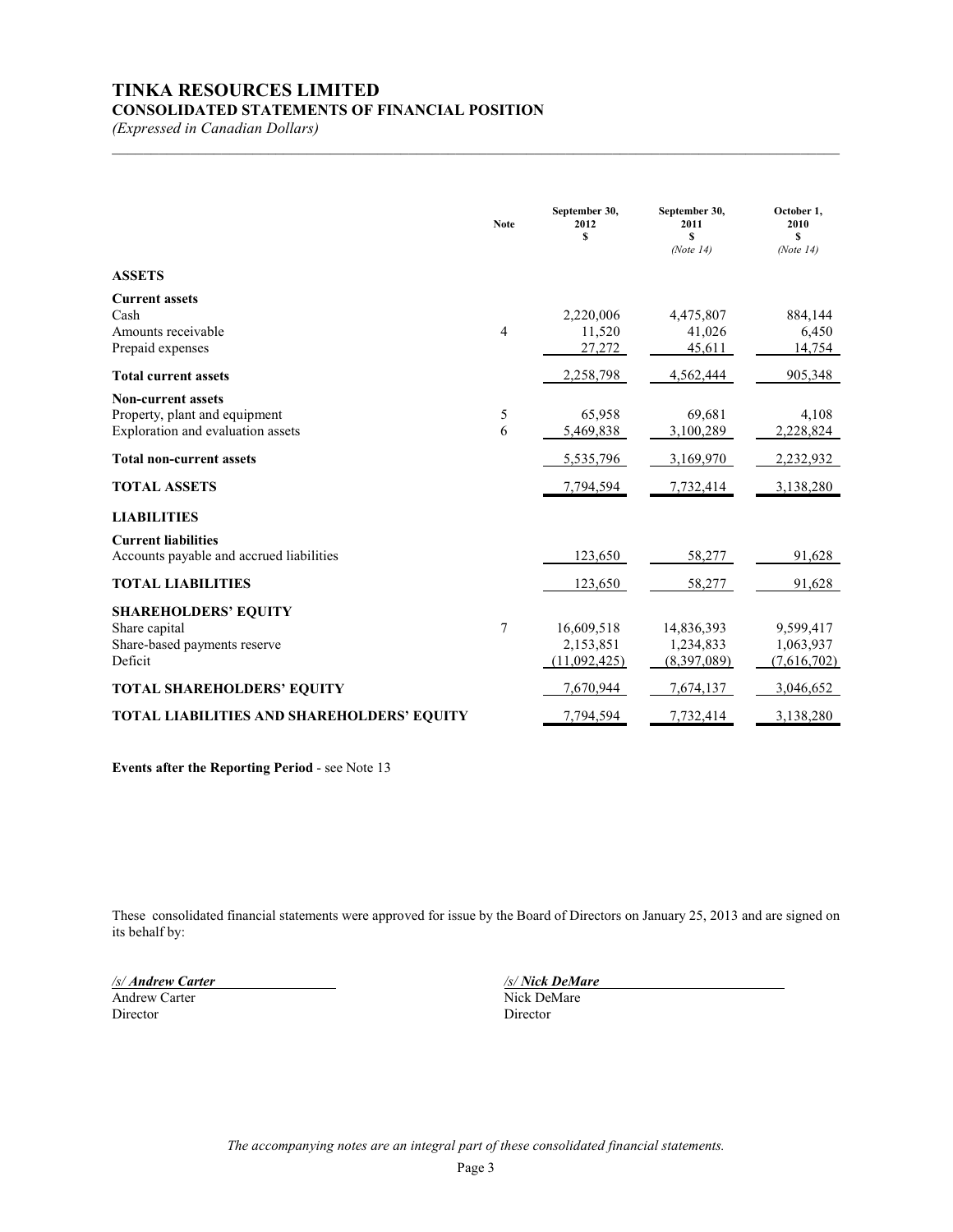# TINKA RESOURCES LIMITED

## CONSOLIDATED STATEMENTS OF FINANCIAL POSITION

*(Expressed in Canadian Dollars)*

| | Note | September 30, 2012 $ | September 30, 2011 $ (Note 14) | October 1, 2010 $ (Note 14) |
|---|---|---|---|---|
| **ASSETS** | | | | |
| **Current assets** | | | | |
| Cash | | 2,220,006 | 4,475,807 | 884,144 |
| Amounts receivable | 4 | 11,520 | 41,026 | 6,450 |
| Prepaid expenses | | 27,272 | 45,611 | 14,754 |
| **Total current assets** | | 2,258,798 | 4,562,444 | 905,348 |
| **Non-current assets** | | | | |
| Property, plant and equipment | 5 | 65,958 | 69,681 | 4,108 |
| Exploration and evaluation assets | 6 | 5,469,838 | 3,100,289 | 2,228,824 |
| **Total non-current assets** | | 5,535,796 | 3,169,970 | 2,232,932 |
| **TOTAL ASSETS** | | 7,794,594 | 7,732,414 | 3,138,280 |
| **LIABILITIES** | | | | |
| **Current liabilities** | | | | |
| Accounts payable and accrued liabilities | | 123,650 | 58,277 | 91,628 |
| **TOTAL LIABILITIES** | | 123,650 | 58,277 | 91,628 |
| **SHAREHOLDERS' EQUITY** | | | | |
| Share capital | 7 | 16,609,518 | 14,836,393 | 9,599,417 |
| Share-based payments reserve | | 2,153,851 | 1,234,833 | 1,063,937 |
| Deficit | | (11,092,425) | (8,397,089) | (7,616,702) |
| **TOTAL SHAREHOLDERS' EQUITY** | | 7,670,944 | 7,674,137 | 3,046,652 |
| **TOTAL LIABILITIES AND SHAREHOLDERS' EQUITY** | | 7,794,594 | 7,732,414 | 3,138,280 |

**Events after the Reporting Period** - see Note 13

These consolidated financial statements were approved for issue by the Board of Directors on January 25, 2013 and are signed on its behalf by:

| | |
|---|---|
| */s/ Andrew Carter* | */s/ Nick DeMare* |
| Andrew Carter | Nick DeMare |
| Director | Director |

*The accompanying notes are an integral part of these consolidated financial statements.*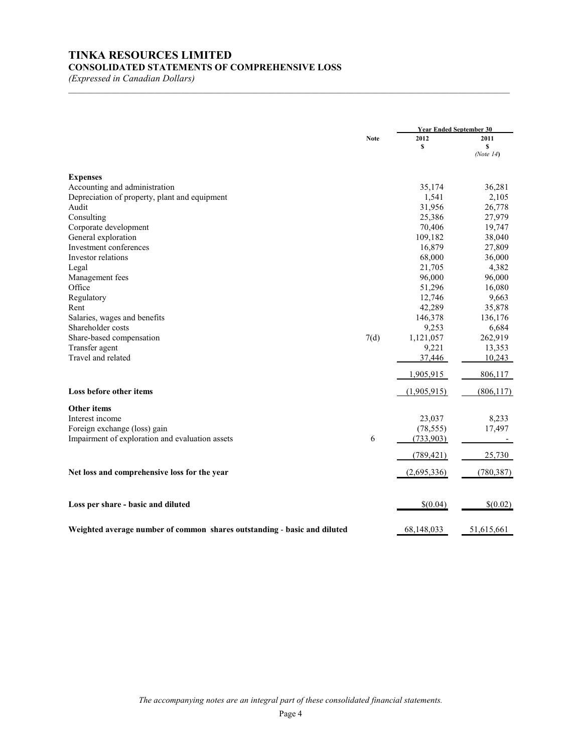# TINKA RESOURCES LIMITED

## CONSOLIDATED STATEMENTS OF COMPREHENSIVE LOSS

*(Expressed in Canadian Dollars)*

| | Note | Year Ended September 30 | |
|---|---|---|---|
| | | 2012 | 2011 |
| | | $ | $ |
| | | | *(Note 14)* |
| **Expenses** | | | |
| Accounting and administration | | 35,174 | 36,281 |
| Depreciation of property, plant and equipment | | 1,541 | 2,105 |
| Audit | | 31,956 | 26,778 |
| Consulting | | 25,386 | 27,979 |
| Corporate development | | 70,406 | 19,747 |
| General exploration | | 109,182 | 38,040 |
| Investment conferences | | 16,879 | 27,809 |
| Investor relations | | 68,000 | 36,000 |
| Legal | | 21,705 | 4,382 |
| Management fees | | 96,000 | 96,000 |
| Office | | 51,296 | 16,080 |
| Regulatory | | 12,746 | 9,663 |
| Rent | | 42,289 | 35,878 |
| Salaries, wages and benefits | | 146,378 | 136,176 |
| Shareholder costs | | 9,253 | 6,684 |
| Share-based compensation | 7(d) | 1,121,057 | 262,919 |
| Transfer agent | | 9,221 | 13,353 |
| Travel and related | | 37,446 | 10,243 |
| | | 1,905,915 | 806,117 |
| **Loss before other items** | | (1,905,915) | (806,117) |
| **Other items** | | | |
| Interest income | | 23,037 | 8,233 |
| Foreign exchange (loss) gain | | (78,555) | 17,497 |
| Impairment of exploration and evaluation assets | 6 | (733,903) | - |
| | | (789,421) | 25,730 |
| **Net loss and comprehensive loss for the year** | | (2,695,336) | (780,387) |
| **Loss per share - basic and diluted** | | $(0.04) | $(0.02) |
| **Weighted average number of common shares outstanding - basic and diluted** | | 68,148,033 | 51,615,661 |

*The accompanying notes are an integral part of these consolidated financial statements.*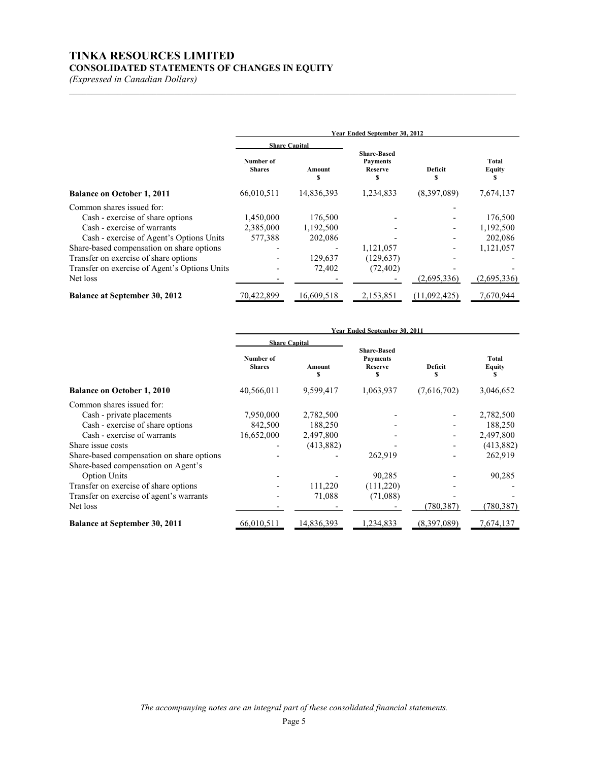# TINKA RESOURCES LIMITED

## CONSOLIDATED STATEMENTS OF CHANGES IN EQUITY

*(Expressed in Canadian Dollars)*

| | Year Ended September 30, 2012 | | | | |
|---|---|---|---|---|---|
| | Share Capital | | | | |
| | Number of Shares | Amount $ | Share-Based Payments Reserve $ | Deficit $ | Total Equity $ |
| **Balance on October 1, 2011** | 66,010,511 | 14,836,393 | 1,234,833 | (8,397,089) | 7,674,137 |
| Common shares issued for: | | | | - | |
| Cash - exercise of share options | 1,450,000 | 176,500 | - | - | 176,500 |
| Cash - exercise of warrants | 2,385,000 | 1,192,500 | - | - | 1,192,500 |
| Cash - exercise of Agent's Options Units | 577,388 | 202,086 | - | - | 202,086 |
| Share-based compensation on share options | - | - | 1,121,057 | - | 1,121,057 |
| Transfer on exercise of share options | - | 129,637 | (129,637) | - | - |
| Transfer on exercise of Agent's Options Units | - | 72,402 | (72,402) | - | - |
| Net loss | - | - | - | (2,695,336) | (2,695,336) |
| **Balance at September 30, 2012** | 70,422,899 | 16,609,518 | 2,153,851 | (11,092,425) | 7,670,944 |

| | Year Ended September 30, 2011 | | | | |
|---|---|---|---|---|---|
| | Share Capital | | | | |
| | Number of Shares | Amount $ | Share-Based Payments Reserve $ | Deficit $ | Total Equity $ |
| **Balance on October 1, 2010** | 40,566,011 | 9,599,417 | 1,063,937 | (7,616,702) | 3,046,652 |
| Common shares issued for: | | | | | |
| Cash - private placements | 7,950,000 | 2,782,500 | - | - | 2,782,500 |
| Cash - exercise of share options | 842,500 | 188,250 | - | - | 188,250 |
| Cash - exercise of warrants | 16,652,000 | 2,497,800 | - | - | 2,497,800 |
| Share issue costs | - | (413,882) | - | - | (413,882) |
| Share-based compensation on share options | - | - | 262,919 | - | 262,919 |
| Share-based compensation on Agent's Option Units | - | - | 90,285 | - | 90,285 |
| Transfer on exercise of share options | - | 111,220 | (111,220) | - | - |
| Transfer on exercise of agent's warrants | - | 71,088 | (71,088) | - | - |
| Net loss | - | - | - | (780,387) | (780,387) |
| **Balance at September 30, 2011** | 66,010,511 | 14,836,393 | 1,234,833 | (8,397,089) | 7,674,137 |

*The accompanying notes are an integral part of these consolidated financial statements.*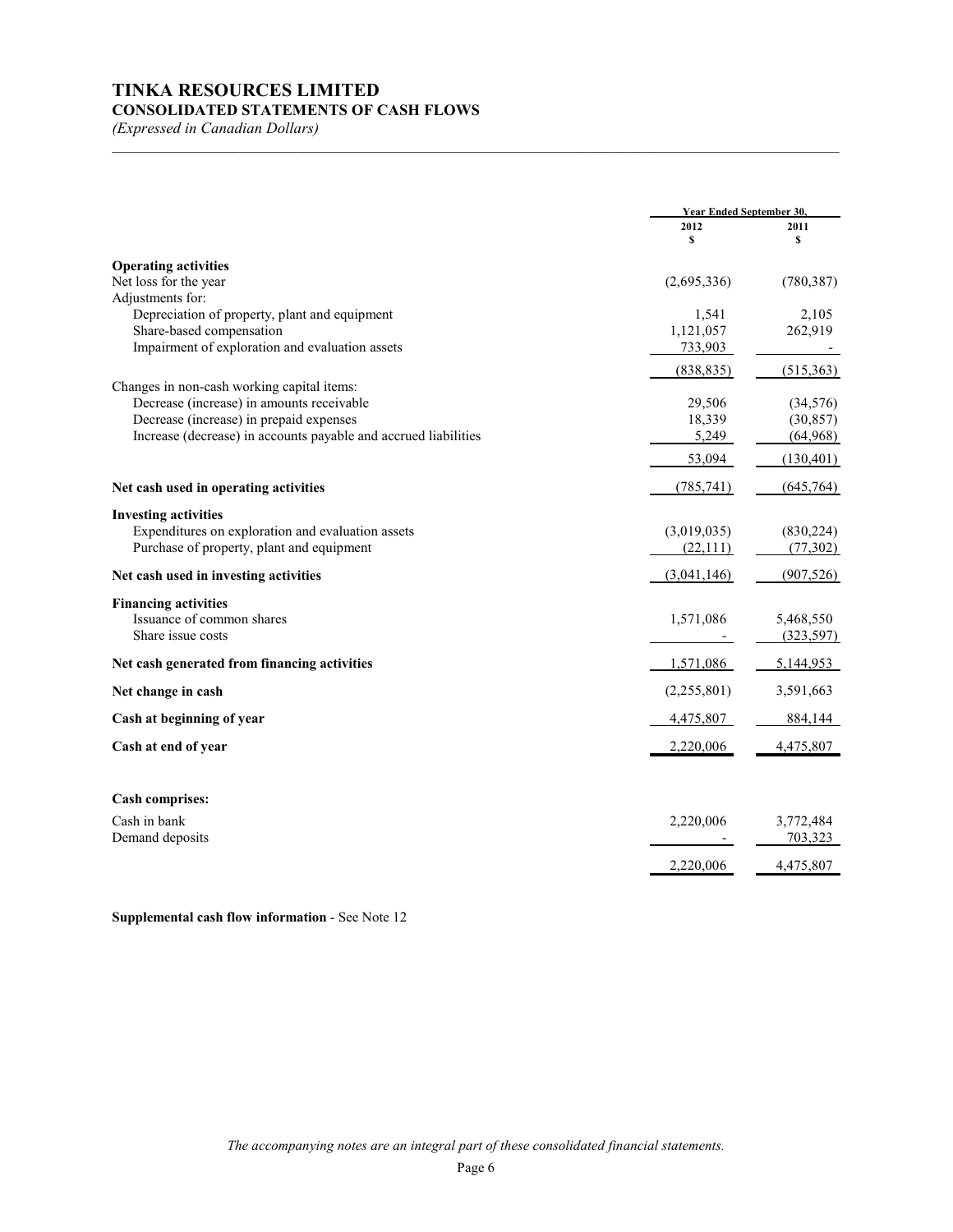# TINKA RESOURCES LIMITED

## CONSOLIDATED STATEMENTS OF CASH FLOWS

*(Expressed in Canadian Dollars)*

| | Year Ended September 30, | |
|---|---|---|
| | 2012 | 2011 |
| | $ | $ |
| **Operating activities** | | |
| Net loss for the year | (2,695,336) | (780,387) |
| Adjustments for: | | |
| Depreciation of property, plant and equipment | 1,541 | 2,105 |
| Share-based compensation | 1,121,057 | 262,919 |
| Impairment of exploration and evaluation assets | 733,903 | - |
| | (838,835) | (515,363) |
| Changes in non-cash working capital items: | | |
| Decrease (increase) in amounts receivable | 29,506 | (34,576) |
| Decrease (increase) in prepaid expenses | 18,339 | (30,857) |
| Increase (decrease) in accounts payable and accrued liabilities | 5,249 | (64,968) |
| | 53,094 | (130,401) |
| **Net cash used in operating activities** | (785,741) | (645,764) |
| **Investing activities** | | |
| Expenditures on exploration and evaluation assets | (3,019,035) | (830,224) |
| Purchase of property, plant and equipment | (22,111) | (77,302) |
| **Net cash used in investing activities** | (3,041,146) | (907,526) |
| **Financing activities** | | |
| Issuance of common shares | 1,571,086 | 5,468,550 |
| Share issue costs | - | (323,597) |
| **Net cash generated from financing activities** | 1,571,086 | 5,144,953 |
| **Net change in cash** | (2,255,801) | 3,591,663 |
| **Cash at beginning of year** | 4,475,807 | 884,144 |
| **Cash at end of year** | 2,220,006 | 4,475,807 |
| | | |
| **Cash comprises:** | | |
| Cash in bank | 2,220,006 | 3,772,484 |
| Demand deposits | - | 703,323 |
| | 2,220,006 | 4,475,807 |

**Supplemental cash flow information** - See Note 12

*The accompanying notes are an integral part of these consolidated financial statements.*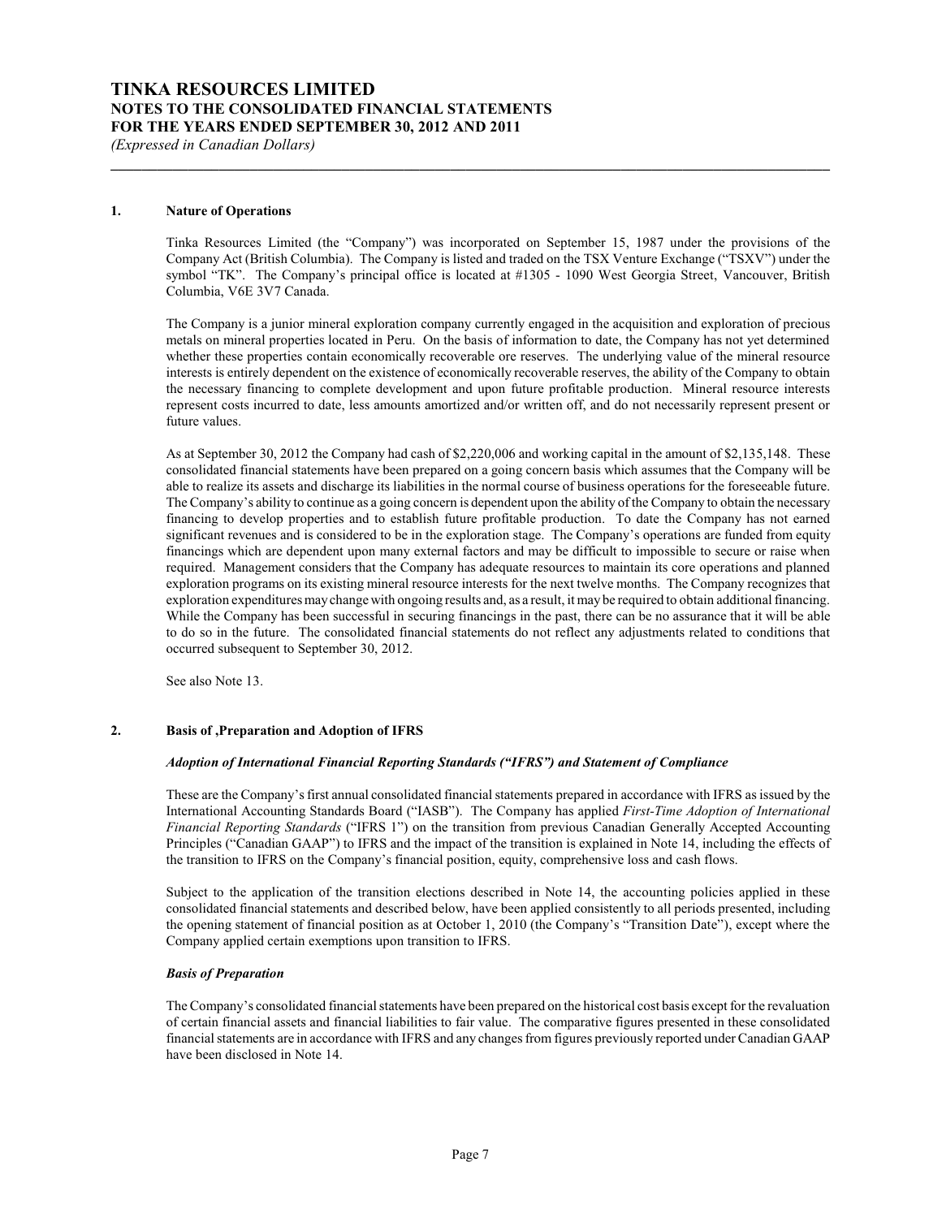# TINKA RESOURCES LIMITED
## NOTES TO THE CONSOLIDATED FINANCIAL STATEMENTS
## FOR THE YEARS ENDED SEPTEMBER 30, 2012 AND 2011
*(Expressed in Canadian Dollars)*

---

### 1. Nature of Operations

Tinka Resources Limited (the "Company") was incorporated on September 15, 1987 under the provisions of the Company Act (British Columbia). The Company is listed and traded on the TSX Venture Exchange ("TSXV") under the symbol "TK". The Company's principal office is located at #1305 - 1090 West Georgia Street, Vancouver, British Columbia, V6E 3V7 Canada.

The Company is a junior mineral exploration company currently engaged in the acquisition and exploration of precious metals on mineral properties located in Peru. On the basis of information to date, the Company has not yet determined whether these properties contain economically recoverable ore reserves. The underlying value of the mineral resource interests is entirely dependent on the existence of economically recoverable reserves, the ability of the Company to obtain the necessary financing to complete development and upon future profitable production. Mineral resource interests represent costs incurred to date, less amounts amortized and/or written off, and do not necessarily represent present or future values.

As at September 30, 2012 the Company had cash of $2,220,006 and working capital in the amount of $2,135,148. These consolidated financial statements have been prepared on a going concern basis which assumes that the Company will be able to realize its assets and discharge its liabilities in the normal course of business operations for the foreseeable future. The Company's ability to continue as a going concern is dependent upon the ability of the Company to obtain the necessary financing to develop properties and to establish future profitable production. To date the Company has not earned significant revenues and is considered to be in the exploration stage. The Company's operations are funded from equity financings which are dependent upon many external factors and may be difficult to impossible to secure or raise when required. Management considers that the Company has adequate resources to maintain its core operations and planned exploration programs on its existing mineral resource interests for the next twelve months. The Company recognizes that exploration expenditures may change with ongoing results and, as a result, it may be required to obtain additional financing. While the Company has been successful in securing financings in the past, there can be no assurance that it will be able to do so in the future. The consolidated financial statements do not reflect any adjustments related to conditions that occurred subsequent to September 30, 2012.

See also Note 13.

### 2. Basis of ,Preparation and Adoption of IFRS

***Adoption of International Financial Reporting Standards ("IFRS") and Statement of Compliance***

These are the Company's first annual consolidated financial statements prepared in accordance with IFRS as issued by the International Accounting Standards Board ("IASB"). The Company has applied *First-Time Adoption of International Financial Reporting Standards* ("IFRS 1") on the transition from previous Canadian Generally Accepted Accounting Principles ("Canadian GAAP") to IFRS and the impact of the transition is explained in Note 14, including the effects of the transition to IFRS on the Company's financial position, equity, comprehensive loss and cash flows.

Subject to the application of the transition elections described in Note 14, the accounting policies applied in these consolidated financial statements and described below, have been applied consistently to all periods presented, including the opening statement of financial position as at October 1, 2010 (the Company's "Transition Date"), except where the Company applied certain exemptions upon transition to IFRS.

***Basis of Preparation***

The Company's consolidated financial statements have been prepared on the historical cost basis except for the revaluation of certain financial assets and financial liabilities to fair value. The comparative figures presented in these consolidated financial statements are in accordance with IFRS and any changes from figures previously reported under Canadian GAAP have been disclosed in Note 14.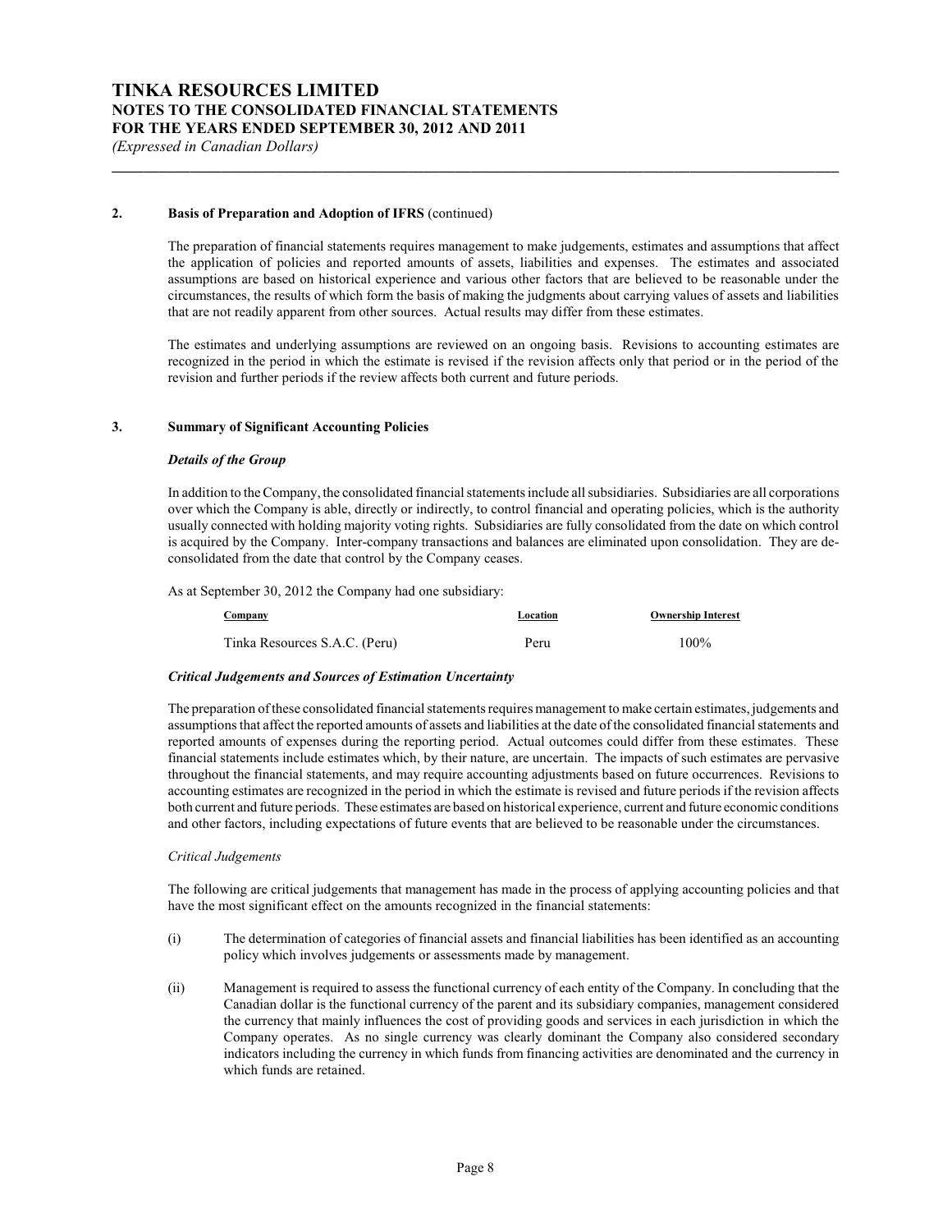## 2. Basis of Preparation and Adoption of IFRS (continued)

The preparation of financial statements requires management to make judgements, estimates and assumptions that affect the application of policies and reported amounts of assets, liabilities and expenses. The estimates and associated assumptions are based on historical experience and various other factors that are believed to be reasonable under the circumstances, the results of which form the basis of making the judgments about carrying values of assets and liabilities that are not readily apparent from other sources. Actual results may differ from these estimates.

The estimates and underlying assumptions are reviewed on an ongoing basis. Revisions to accounting estimates are recognized in the period in which the estimate is revised if the revision affects only that period or in the period of the revision and further periods if the review affects both current and future periods.

## 3. Summary of Significant Accounting Policies

### *Details of the Group*

In addition to the Company, the consolidated financial statements include all subsidiaries. Subsidiaries are all corporations over which the Company is able, directly or indirectly, to control financial and operating policies, which is the authority usually connected with holding majority voting rights. Subsidiaries are fully consolidated from the date on which control is acquired by the Company. Inter-company transactions and balances are eliminated upon consolidation. They are de-consolidated from the date that control by the Company ceases.

As at September 30, 2012 the Company had one subsidiary:

| Company | Location | Ownership Interest |
|---|---|---|
| Tinka Resources S.A.C. (Peru) | Peru | 100% |

### *Critical Judgements and Sources of Estimation Uncertainty*

The preparation of these consolidated financial statements requires management to make certain estimates, judgements and assumptions that affect the reported amounts of assets and liabilities at the date of the consolidated financial statements and reported amounts of expenses during the reporting period. Actual outcomes could differ from these estimates. These financial statements include estimates which, by their nature, are uncertain. The impacts of such estimates are pervasive throughout the financial statements, and may require accounting adjustments based on future occurrences. Revisions to accounting estimates are recognized in the period in which the estimate is revised and future periods if the revision affects both current and future periods. These estimates are based on historical experience, current and future economic conditions and other factors, including expectations of future events that are believed to be reasonable under the circumstances.

*Critical Judgements*

The following are critical judgements that management has made in the process of applying accounting policies and that have the most significant effect on the amounts recognized in the financial statements:

(i) The determination of categories of financial assets and financial liabilities has been identified as an accounting policy which involves judgements or assessments made by management.

(ii) Management is required to assess the functional currency of each entity of the Company. In concluding that the Canadian dollar is the functional currency of the parent and its subsidiary companies, management considered the currency that mainly influences the cost of providing goods and services in each jurisdiction in which the Company operates. As no single currency was clearly dominant the Company also considered secondary indicators including the currency in which funds from financing activities are denominated and the currency in which funds are retained.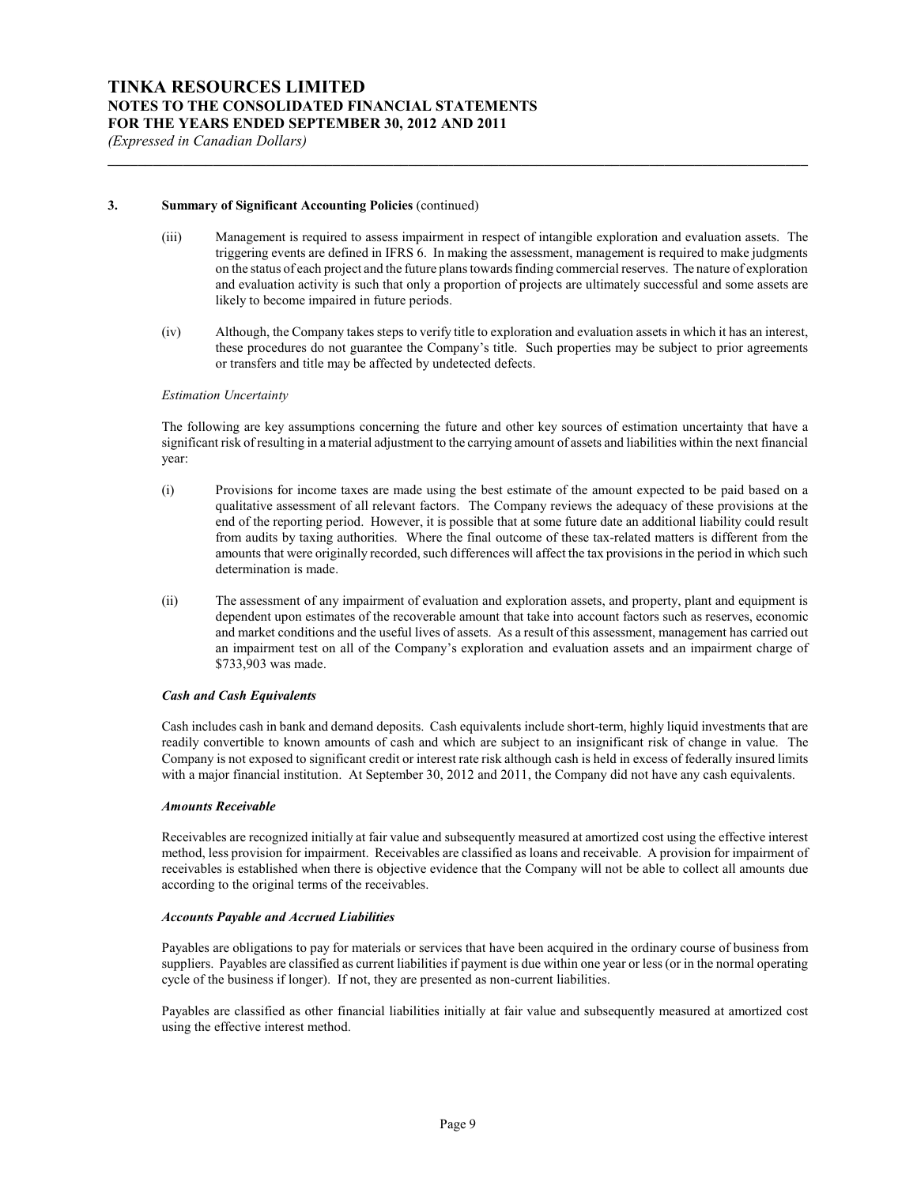### 3. Summary of Significant Accounting Policies (continued)

(iii) Management is required to assess impairment in respect of intangible exploration and evaluation assets. The triggering events are defined in IFRS 6. In making the assessment, management is required to make judgments on the status of each project and the future plans towards finding commercial reserves. The nature of exploration and evaluation activity is such that only a proportion of projects are ultimately successful and some assets are likely to become impaired in future periods.

(iv) Although, the Company takes steps to verify title to exploration and evaluation assets in which it has an interest, these procedures do not guarantee the Company's title. Such properties may be subject to prior agreements or transfers and title may be affected by undetected defects.

*Estimation Uncertainty*

The following are key assumptions concerning the future and other key sources of estimation uncertainty that have a significant risk of resulting in a material adjustment to the carrying amount of assets and liabilities within the next financial year:

(i) Provisions for income taxes are made using the best estimate of the amount expected to be paid based on a qualitative assessment of all relevant factors. The Company reviews the adequacy of these provisions at the end of the reporting period. However, it is possible that at some future date an additional liability could result from audits by taxing authorities. Where the final outcome of these tax-related matters is different from the amounts that were originally recorded, such differences will affect the tax provisions in the period in which such determination is made.

(ii) The assessment of any impairment of evaluation and exploration assets, and property, plant and equipment is dependent upon estimates of the recoverable amount that take into account factors such as reserves, economic and market conditions and the useful lives of assets. As a result of this assessment, management has carried out an impairment test on all of the Company's exploration and evaluation assets and an impairment charge of $733,903 was made.

***Cash and Cash Equivalents***

Cash includes cash in bank and demand deposits. Cash equivalents include short-term, highly liquid investments that are readily convertible to known amounts of cash and which are subject to an insignificant risk of change in value. The Company is not exposed to significant credit or interest rate risk although cash is held in excess of federally insured limits with a major financial institution. At September 30, 2012 and 2011, the Company did not have any cash equivalents.

***Amounts Receivable***

Receivables are recognized initially at fair value and subsequently measured at amortized cost using the effective interest method, less provision for impairment. Receivables are classified as loans and receivable. A provision for impairment of receivables is established when there is objective evidence that the Company will not be able to collect all amounts due according to the original terms of the receivables.

***Accounts Payable and Accrued Liabilities***

Payables are obligations to pay for materials or services that have been acquired in the ordinary course of business from suppliers. Payables are classified as current liabilities if payment is due within one year or less (or in the normal operating cycle of the business if longer). If not, they are presented as non-current liabilities.

Payables are classified as other financial liabilities initially at fair value and subsequently measured at amortized cost using the effective interest method.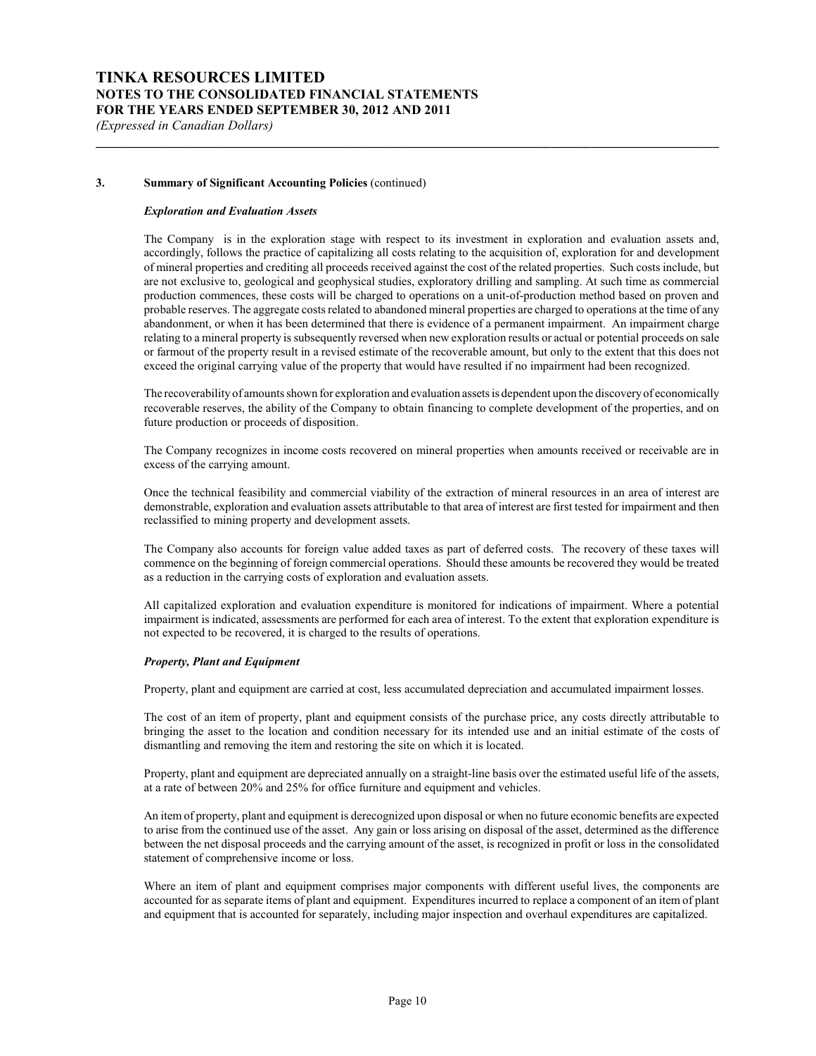## 3. Summary of Significant Accounting Policies (continued)

### *Exploration and Evaluation Assets*

The Company is in the exploration stage with respect to its investment in exploration and evaluation assets and, accordingly, follows the practice of capitalizing all costs relating to the acquisition of, exploration for and development of mineral properties and crediting all proceeds received against the cost of the related properties. Such costs include, but are not exclusive to, geological and geophysical studies, exploratory drilling and sampling. At such time as commercial production commences, these costs will be charged to operations on a unit-of-production method based on proven and probable reserves. The aggregate costs related to abandoned mineral properties are charged to operations at the time of any abandonment, or when it has been determined that there is evidence of a permanent impairment. An impairment charge relating to a mineral property is subsequently reversed when new exploration results or actual or potential proceeds on sale or farmout of the property result in a revised estimate of the recoverable amount, but only to the extent that this does not exceed the original carrying value of the property that would have resulted if no impairment had been recognized.

The recoverability of amounts shown for exploration and evaluation assets is dependent upon the discovery of economically recoverable reserves, the ability of the Company to obtain financing to complete development of the properties, and on future production or proceeds of disposition.

The Company recognizes in income costs recovered on mineral properties when amounts received or receivable are in excess of the carrying amount.

Once the technical feasibility and commercial viability of the extraction of mineral resources in an area of interest are demonstrable, exploration and evaluation assets attributable to that area of interest are first tested for impairment and then reclassified to mining property and development assets.

The Company also accounts for foreign value added taxes as part of deferred costs. The recovery of these taxes will commence on the beginning of foreign commercial operations. Should these amounts be recovered they would be treated as a reduction in the carrying costs of exploration and evaluation assets.

All capitalized exploration and evaluation expenditure is monitored for indications of impairment. Where a potential impairment is indicated, assessments are performed for each area of interest. To the extent that exploration expenditure is not expected to be recovered, it is charged to the results of operations.

### *Property, Plant and Equipment*

Property, plant and equipment are carried at cost, less accumulated depreciation and accumulated impairment losses.

The cost of an item of property, plant and equipment consists of the purchase price, any costs directly attributable to bringing the asset to the location and condition necessary for its intended use and an initial estimate of the costs of dismantling and removing the item and restoring the site on which it is located.

Property, plant and equipment are depreciated annually on a straight-line basis over the estimated useful life of the assets, at a rate of between 20% and 25% for office furniture and equipment and vehicles.

An item of property, plant and equipment is derecognized upon disposal or when no future economic benefits are expected to arise from the continued use of the asset. Any gain or loss arising on disposal of the asset, determined as the difference between the net disposal proceeds and the carrying amount of the asset, is recognized in profit or loss in the consolidated statement of comprehensive income or loss.

Where an item of plant and equipment comprises major components with different useful lives, the components are accounted for as separate items of plant and equipment. Expenditures incurred to replace a component of an item of plant and equipment that is accounted for separately, including major inspection and overhaul expenditures are capitalized.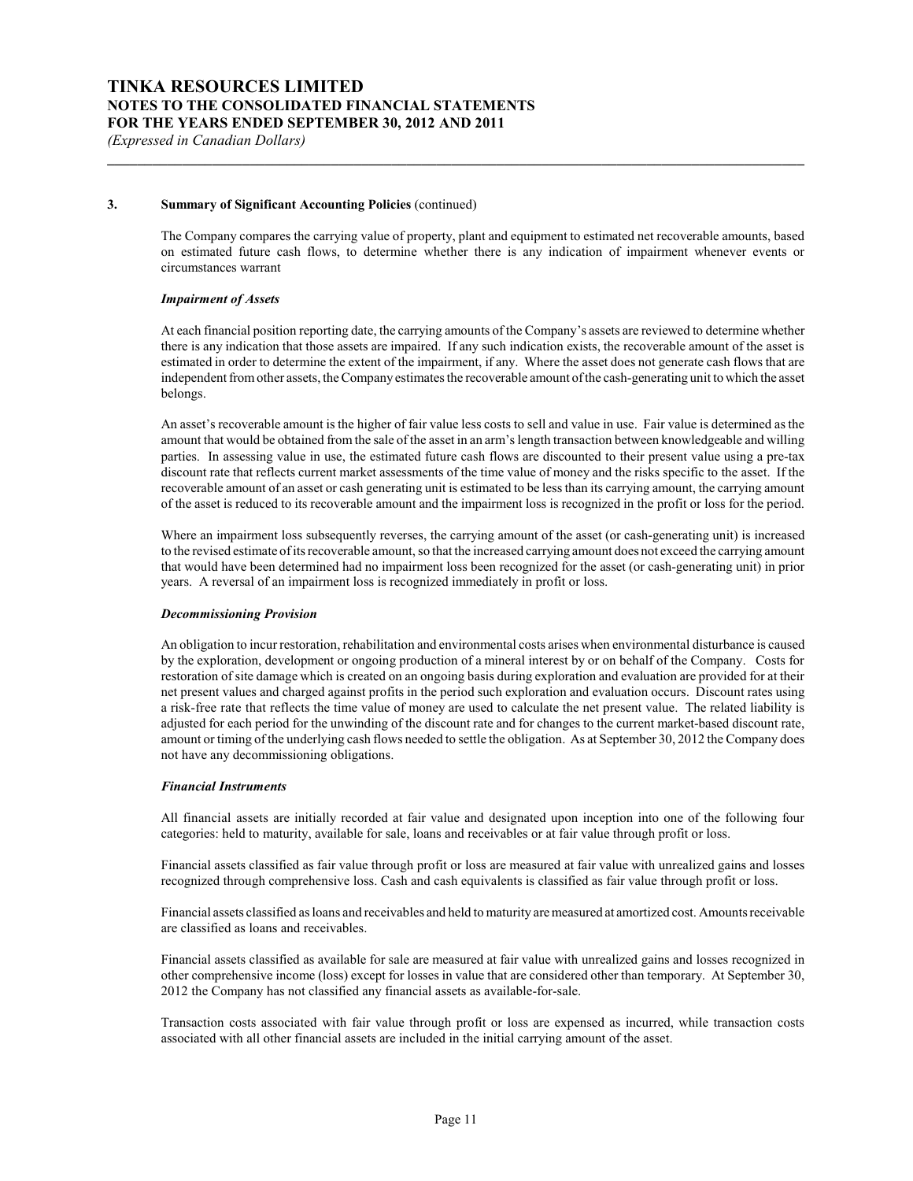### 3. Summary of Significant Accounting Policies (continued)

The Company compares the carrying value of property, plant and equipment to estimated net recoverable amounts, based on estimated future cash flows, to determine whether there is any indication of impairment whenever events or circumstances warrant

***Impairment of Assets***

At each financial position reporting date, the carrying amounts of the Company's assets are reviewed to determine whether there is any indication that those assets are impaired. If any such indication exists, the recoverable amount of the asset is estimated in order to determine the extent of the impairment, if any. Where the asset does not generate cash flows that are independent from other assets, the Company estimates the recoverable amount of the cash-generating unit to which the asset belongs.

An asset's recoverable amount is the higher of fair value less costs to sell and value in use. Fair value is determined as the amount that would be obtained from the sale of the asset in an arm's length transaction between knowledgeable and willing parties. In assessing value in use, the estimated future cash flows are discounted to their present value using a pre-tax discount rate that reflects current market assessments of the time value of money and the risks specific to the asset. If the recoverable amount of an asset or cash generating unit is estimated to be less than its carrying amount, the carrying amount of the asset is reduced to its recoverable amount and the impairment loss is recognized in the profit or loss for the period.

Where an impairment loss subsequently reverses, the carrying amount of the asset (or cash-generating unit) is increased to the revised estimate of its recoverable amount, so that the increased carrying amount does not exceed the carrying amount that would have been determined had no impairment loss been recognized for the asset (or cash-generating unit) in prior years. A reversal of an impairment loss is recognized immediately in profit or loss.

***Decommissioning Provision***

An obligation to incur restoration, rehabilitation and environmental costs arises when environmental disturbance is caused by the exploration, development or ongoing production of a mineral interest by or on behalf of the Company. Costs for restoration of site damage which is created on an ongoing basis during exploration and evaluation are provided for at their net present values and charged against profits in the period such exploration and evaluation occurs. Discount rates using a risk-free rate that reflects the time value of money are used to calculate the net present value. The related liability is adjusted for each period for the unwinding of the discount rate and for changes to the current market-based discount rate, amount or timing of the underlying cash flows needed to settle the obligation. As at September 30, 2012 the Company does not have any decommissioning obligations.

***Financial Instruments***

All financial assets are initially recorded at fair value and designated upon inception into one of the following four categories: held to maturity, available for sale, loans and receivables or at fair value through profit or loss.

Financial assets classified as fair value through profit or loss are measured at fair value with unrealized gains and losses recognized through comprehensive loss. Cash and cash equivalents is classified as fair value through profit or loss.

Financial assets classified as loans and receivables and held to maturity are measured at amortized cost. Amounts receivable are classified as loans and receivables.

Financial assets classified as available for sale are measured at fair value with unrealized gains and losses recognized in other comprehensive income (loss) except for losses in value that are considered other than temporary. At September 30, 2012 the Company has not classified any financial assets as available-for-sale.

Transaction costs associated with fair value through profit or loss are expensed as incurred, while transaction costs associated with all other financial assets are included in the initial carrying amount of the asset.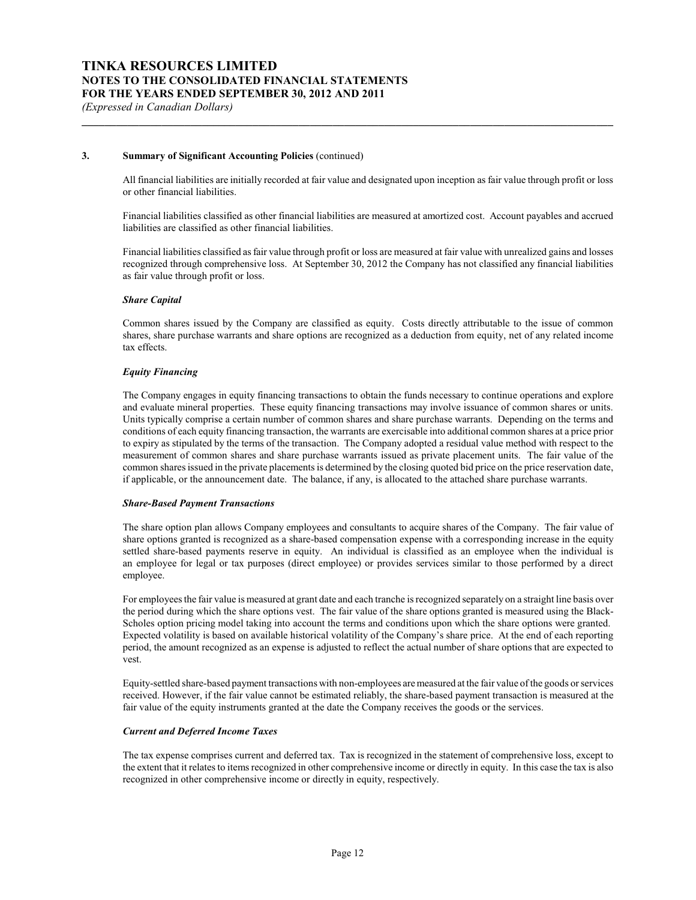## 3. Summary of Significant Accounting Policies (continued)

All financial liabilities are initially recorded at fair value and designated upon inception as fair value through profit or loss or other financial liabilities.

Financial liabilities classified as other financial liabilities are measured at amortized cost. Account payables and accrued liabilities are classified as other financial liabilities.

Financial liabilities classified as fair value through profit or loss are measured at fair value with unrealized gains and losses recognized through comprehensive loss. At September 30, 2012 the Company has not classified any financial liabilities as fair value through profit or loss.

### *Share Capital*

Common shares issued by the Company are classified as equity. Costs directly attributable to the issue of common shares, share purchase warrants and share options are recognized as a deduction from equity, net of any related income tax effects.

### *Equity Financing*

The Company engages in equity financing transactions to obtain the funds necessary to continue operations and explore and evaluate mineral properties. These equity financing transactions may involve issuance of common shares or units. Units typically comprise a certain number of common shares and share purchase warrants. Depending on the terms and conditions of each equity financing transaction, the warrants are exercisable into additional common shares at a price prior to expiry as stipulated by the terms of the transaction. The Company adopted a residual value method with respect to the measurement of common shares and share purchase warrants issued as private placement units. The fair value of the common shares issued in the private placements is determined by the closing quoted bid price on the price reservation date, if applicable, or the announcement date. The balance, if any, is allocated to the attached share purchase warrants.

### *Share-Based Payment Transactions*

The share option plan allows Company employees and consultants to acquire shares of the Company. The fair value of share options granted is recognized as a share-based compensation expense with a corresponding increase in the equity settled share-based payments reserve in equity. An individual is classified as an employee when the individual is an employee for legal or tax purposes (direct employee) or provides services similar to those performed by a direct employee.

For employees the fair value is measured at grant date and each tranche is recognized separately on a straight line basis over the period during which the share options vest. The fair value of the share options granted is measured using the Black-Scholes option pricing model taking into account the terms and conditions upon which the share options were granted. Expected volatility is based on available historical volatility of the Company's share price. At the end of each reporting period, the amount recognized as an expense is adjusted to reflect the actual number of share options that are expected to vest.

Equity-settled share-based payment transactions with non-employees are measured at the fair value of the goods or services received. However, if the fair value cannot be estimated reliably, the share-based payment transaction is measured at the fair value of the equity instruments granted at the date the Company receives the goods or the services.

### *Current and Deferred Income Taxes*

The tax expense comprises current and deferred tax. Tax is recognized in the statement of comprehensive loss, except to the extent that it relates to items recognized in other comprehensive income or directly in equity. In this case the tax is also recognized in other comprehensive income or directly in equity, respectively.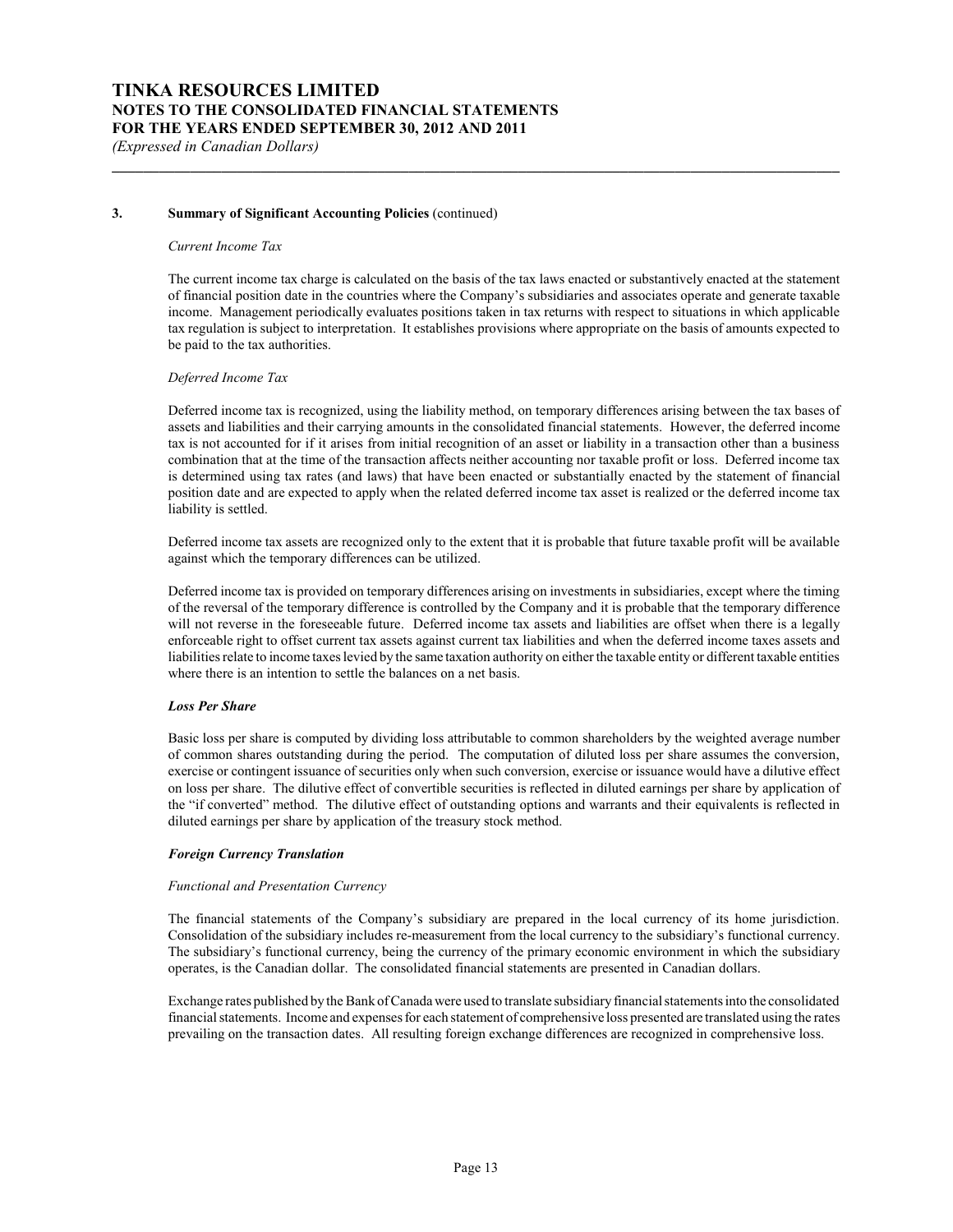### 3. Summary of Significant Accounting Policies (continued)

*Current Income Tax*

The current income tax charge is calculated on the basis of the tax laws enacted or substantively enacted at the statement of financial position date in the countries where the Company's subsidiaries and associates operate and generate taxable income. Management periodically evaluates positions taken in tax returns with respect to situations in which applicable tax regulation is subject to interpretation. It establishes provisions where appropriate on the basis of amounts expected to be paid to the tax authorities.

*Deferred Income Tax*

Deferred income tax is recognized, using the liability method, on temporary differences arising between the tax bases of assets and liabilities and their carrying amounts in the consolidated financial statements. However, the deferred income tax is not accounted for if it arises from initial recognition of an asset or liability in a transaction other than a business combination that at the time of the transaction affects neither accounting nor taxable profit or loss. Deferred income tax is determined using tax rates (and laws) that have been enacted or substantially enacted by the statement of financial position date and are expected to apply when the related deferred income tax asset is realized or the deferred income tax liability is settled.

Deferred income tax assets are recognized only to the extent that it is probable that future taxable profit will be available against which the temporary differences can be utilized.

Deferred income tax is provided on temporary differences arising on investments in subsidiaries, except where the timing of the reversal of the temporary difference is controlled by the Company and it is probable that the temporary difference will not reverse in the foreseeable future. Deferred income tax assets and liabilities are offset when there is a legally enforceable right to offset current tax assets against current tax liabilities and when the deferred income taxes assets and liabilities relate to income taxes levied by the same taxation authority on either the taxable entity or different taxable entities where there is an intention to settle the balances on a net basis.

***Loss Per Share***

Basic loss per share is computed by dividing loss attributable to common shareholders by the weighted average number of common shares outstanding during the period. The computation of diluted loss per share assumes the conversion, exercise or contingent issuance of securities only when such conversion, exercise or issuance would have a dilutive effect on loss per share. The dilutive effect of convertible securities is reflected in diluted earnings per share by application of the "if converted" method. The dilutive effect of outstanding options and warrants and their equivalents is reflected in diluted earnings per share by application of the treasury stock method.

***Foreign Currency Translation***

*Functional and Presentation Currency*

The financial statements of the Company's subsidiary are prepared in the local currency of its home jurisdiction. Consolidation of the subsidiary includes re-measurement from the local currency to the subsidiary's functional currency. The subsidiary's functional currency, being the currency of the primary economic environment in which the subsidiary operates, is the Canadian dollar. The consolidated financial statements are presented in Canadian dollars.

Exchange rates published by the Bank of Canada were used to translate subsidiary financial statements into the consolidated financial statements. Income and expenses for each statement of comprehensive loss presented are translated using the rates prevailing on the transaction dates. All resulting foreign exchange differences are recognized in comprehensive loss.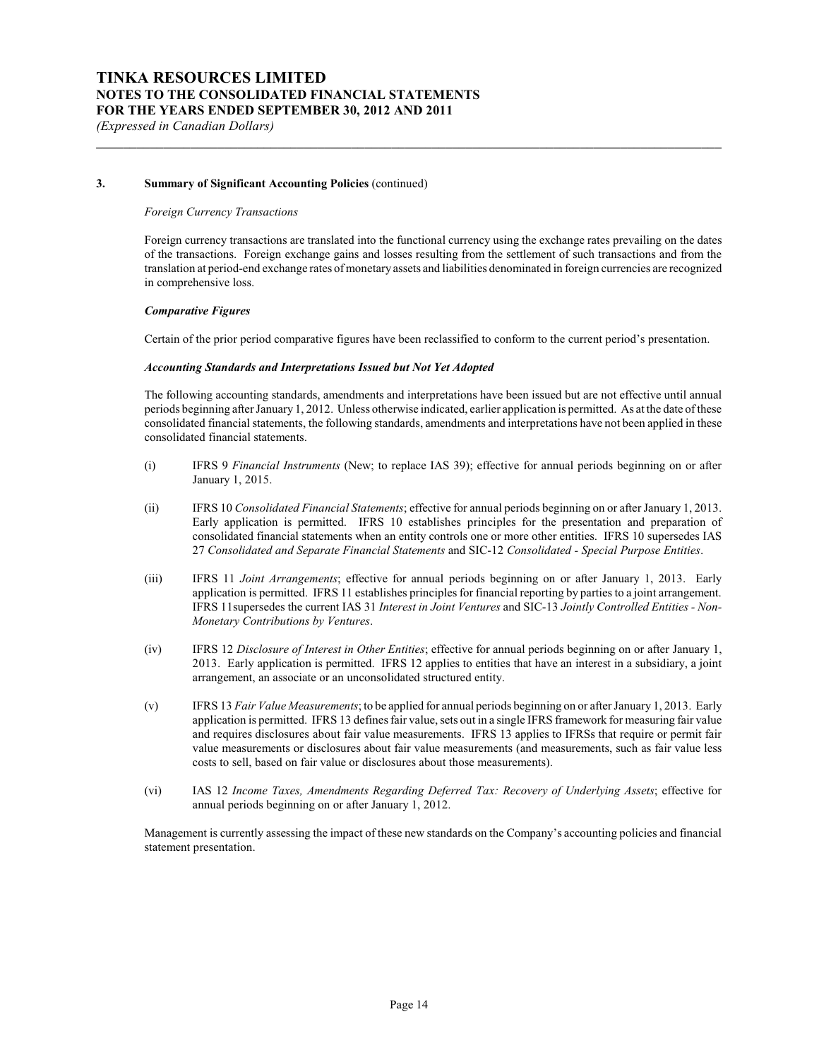**3. Summary of Significant Accounting Policies** (continued)

*Foreign Currency Transactions*

Foreign currency transactions are translated into the functional currency using the exchange rates prevailing on the dates of the transactions. Foreign exchange gains and losses resulting from the settlement of such transactions and from the translation at period-end exchange rates of monetary assets and liabilities denominated in foreign currencies are recognized in comprehensive loss.

***Comparative Figures***

Certain of the prior period comparative figures have been reclassified to conform to the current period's presentation.

***Accounting Standards and Interpretations Issued but Not Yet Adopted***

The following accounting standards, amendments and interpretations have been issued but are not effective until annual periods beginning after January 1, 2012. Unless otherwise indicated, earlier application is permitted. As at the date of these consolidated financial statements, the following standards, amendments and interpretations have not been applied in these consolidated financial statements.

(i) IFRS 9 *Financial Instruments* (New; to replace IAS 39); effective for annual periods beginning on or after January 1, 2015.

(ii) IFRS 10 *Consolidated Financial Statements*; effective for annual periods beginning on or after January 1, 2013. Early application is permitted. IFRS 10 establishes principles for the presentation and preparation of consolidated financial statements when an entity controls one or more other entities. IFRS 10 supersedes IAS 27 *Consolidated and Separate Financial Statements* and SIC-12 *Consolidated - Special Purpose Entities*.

(iii) IFRS 11 *Joint Arrangements*; effective for annual periods beginning on or after January 1, 2013. Early application is permitted. IFRS 11 establishes principles for financial reporting by parties to a joint arrangement. IFRS 11supersedes the current IAS 31 *Interest in Joint Ventures* and SIC-13 *Jointly Controlled Entities - Non-Monetary Contributions by Ventures*.

(iv) IFRS 12 *Disclosure of Interest in Other Entities*; effective for annual periods beginning on or after January 1, 2013. Early application is permitted. IFRS 12 applies to entities that have an interest in a subsidiary, a joint arrangement, an associate or an unconsolidated structured entity.

(v) IFRS 13 *Fair Value Measurements*; to be applied for annual periods beginning on or after January 1, 2013. Early application is permitted. IFRS 13 defines fair value, sets out in a single IFRS framework for measuring fair value and requires disclosures about fair value measurements. IFRS 13 applies to IFRSs that require or permit fair value measurements or disclosures about fair value measurements (and measurements, such as fair value less costs to sell, based on fair value or disclosures about those measurements).

(vi) IAS 12 *Income Taxes, Amendments Regarding Deferred Tax: Recovery of Underlying Assets*; effective for annual periods beginning on or after January 1, 2012.

Management is currently assessing the impact of these new standards on the Company's accounting policies and financial statement presentation.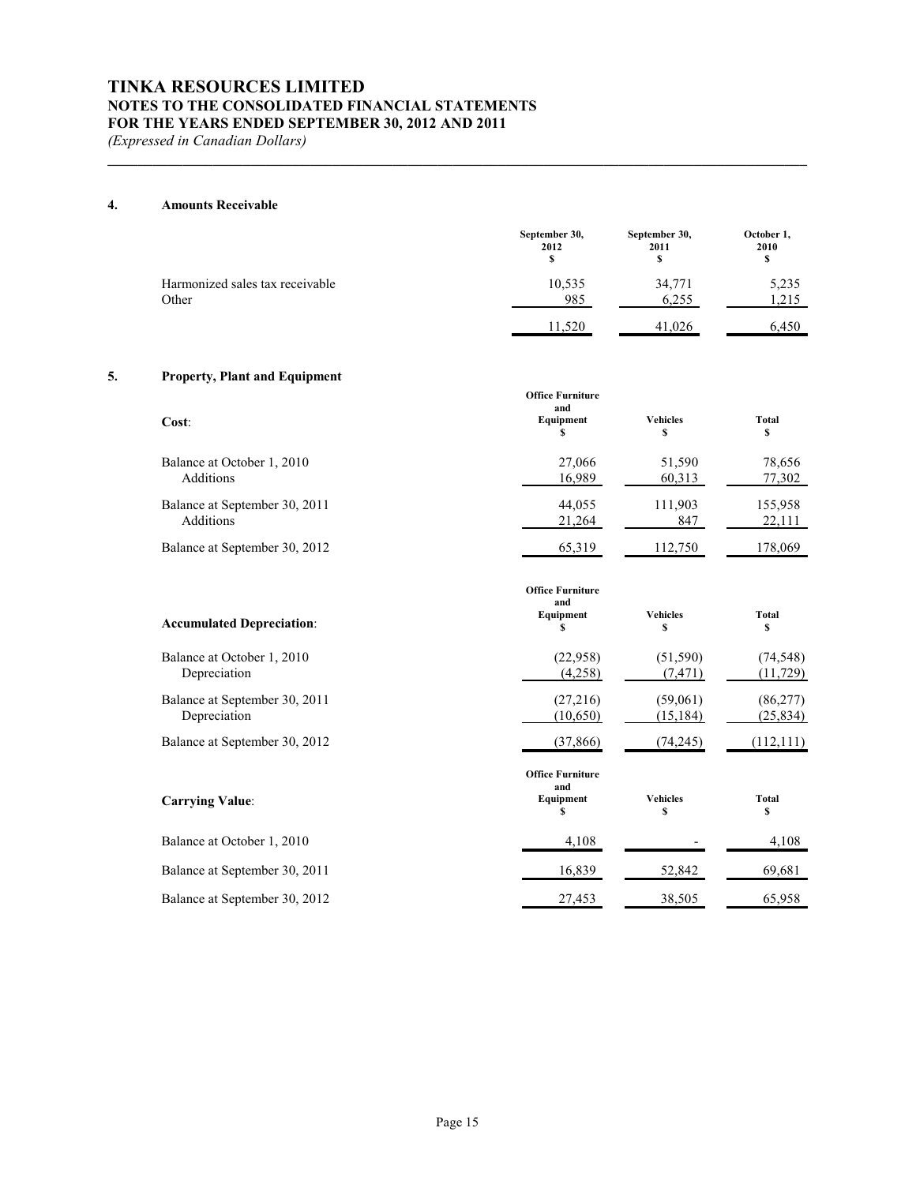## 4. Amounts Receivable

| | September 30, 2012 $ | September 30, 2011 $ | October 1, 2010 $ |
|---|---|---|---|
| Harmonized sales tax receivable | 10,535 | 34,771 | 5,235 |
| Other | 985 | 6,255 | 1,215 |
| | 11,520 | 41,026 | 6,450 |

## 5. Property, Plant and Equipment

| **Cost**: | Office Furniture and Equipment $ | Vehicles $ | Total $ |
|---|---|---|---|
| Balance at October 1, 2010 | 27,066 | 51,590 | 78,656 |
| Additions | 16,989 | 60,313 | 77,302 |
| Balance at September 30, 2011 | 44,055 | 111,903 | 155,958 |
| Additions | 21,264 | 847 | 22,111 |
| Balance at September 30, 2012 | 65,319 | 112,750 | 178,069 |

| **Accumulated Depreciation**: | Office Furniture and Equipment $ | Vehicles $ | Total $ |
|---|---|---|---|
| Balance at October 1, 2010 | (22,958) | (51,590) | (74,548) |
| Depreciation | (4,258) | (7,471) | (11,729) |
| Balance at September 30, 2011 | (27,216) | (59,061) | (86,277) |
| Depreciation | (10,650) | (15,184) | (25,834) |
| Balance at September 30, 2012 | (37,866) | (74,245) | (112,111) |

| **Carrying Value**: | Office Furniture and Equipment $ | Vehicles $ | Total $ |
|---|---|---|---|
| Balance at October 1, 2010 | 4,108 | - | 4,108 |
| Balance at September 30, 2011 | 16,839 | 52,842 | 69,681 |
| Balance at September 30, 2012 | 27,453 | 38,505 | 65,958 |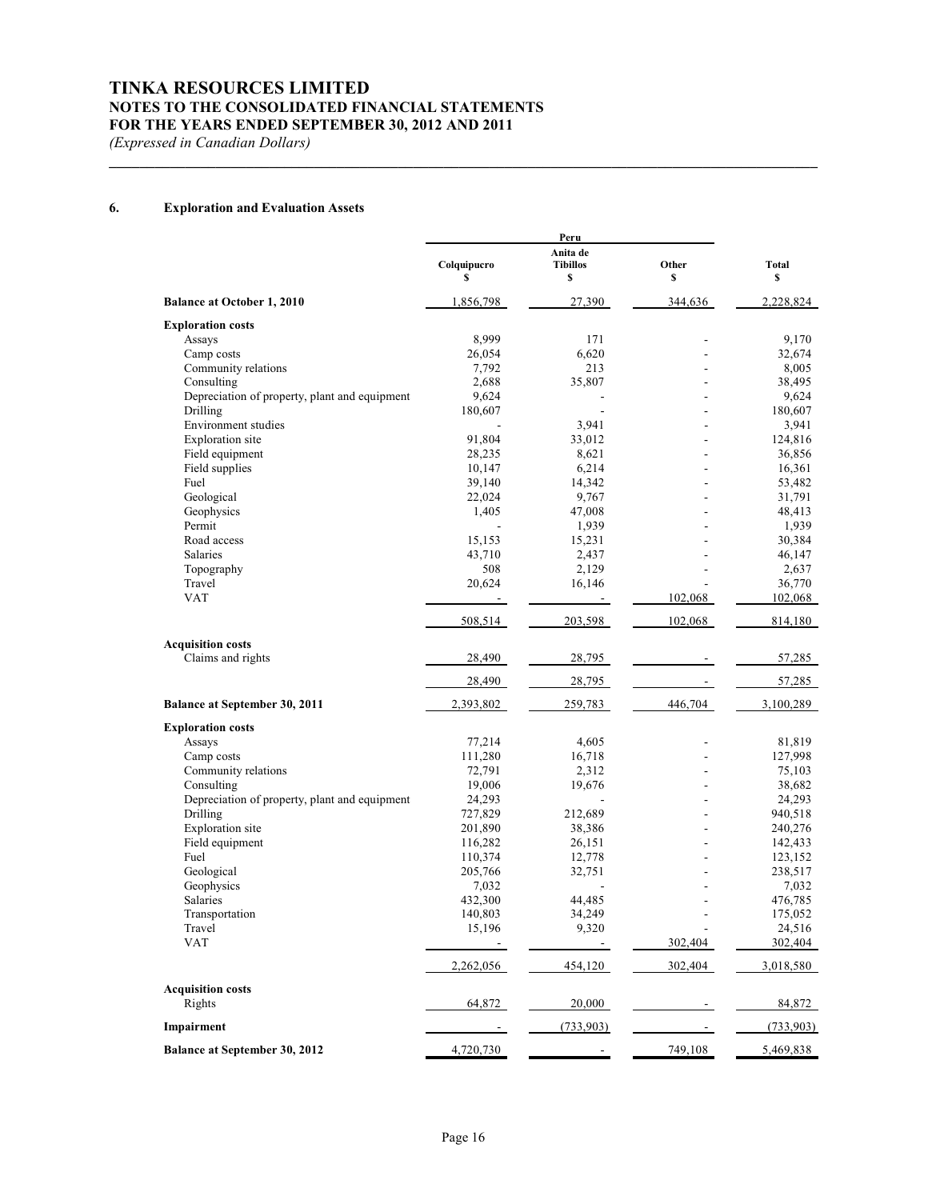# TINKA RESOURCES LIMITED
## NOTES TO THE CONSOLIDATED FINANCIAL STATEMENTS
## FOR THE YEARS ENDED SEPTEMBER 30, 2012 AND 2011
*(Expressed in Canadian Dollars)*

### 6. Exploration and Evaluation Assets

| | Peru | | | |
|---|---|---|---|---|
| | Colquipucro<br>$ | Anita de Tibillos<br>$ | Other<br>$ | Total<br>$ |
| **Balance at October 1, 2010** | 1,856,798 | 27,390 | 344,636 | 2,228,824 |
| **Exploration costs** | | | | |
| Assays | 8,999 | 171 | - | 9,170 |
| Camp costs | 26,054 | 6,620 | - | 32,674 |
| Community relations | 7,792 | 213 | - | 8,005 |
| Consulting | 2,688 | 35,807 | - | 38,495 |
| Depreciation of property, plant and equipment | 9,624 | - | - | 9,624 |
| Drilling | 180,607 | - | - | 180,607 |
| Environment studies | - | 3,941 | - | 3,941 |
| Exploration site | 91,804 | 33,012 | - | 124,816 |
| Field equipment | 28,235 | 8,621 | - | 36,856 |
| Field supplies | 10,147 | 6,214 | - | 16,361 |
| Fuel | 39,140 | 14,342 | - | 53,482 |
| Geological | 22,024 | 9,767 | - | 31,791 |
| Geophysics | 1,405 | 47,008 | - | 48,413 |
| Permit | - | 1,939 | - | 1,939 |
| Road access | 15,153 | 15,231 | - | 30,384 |
| Salaries | 43,710 | 2,437 | - | 46,147 |
| Topography | 508 | 2,129 | - | 2,637 |
| Travel | 20,624 | 16,146 | - | 36,770 |
| VAT | - | - | 102,068 | 102,068 |
| | 508,514 | 203,598 | 102,068 | 814,180 |
| **Acquisition costs** | | | | |
| Claims and rights | 28,490 | 28,795 | - | 57,285 |
| | 28,490 | 28,795 | - | 57,285 |
| **Balance at September 30, 2011** | 2,393,802 | 259,783 | 446,704 | 3,100,289 |
| **Exploration costs** | | | | |
| Assays | 77,214 | 4,605 | - | 81,819 |
| Camp costs | 111,280 | 16,718 | - | 127,998 |
| Community relations | 72,791 | 2,312 | - | 75,103 |
| Consulting | 19,006 | 19,676 | - | 38,682 |
| Depreciation of property, plant and equipment | 24,293 | - | - | 24,293 |
| Drilling | 727,829 | 212,689 | - | 940,518 |
| Exploration site | 201,890 | 38,386 | - | 240,276 |
| Field equipment | 116,282 | 26,151 | - | 142,433 |
| Fuel | 110,374 | 12,778 | - | 123,152 |
| Geological | 205,766 | 32,751 | - | 238,517 |
| Geophysics | 7,032 | - | - | 7,032 |
| Salaries | 432,300 | 44,485 | - | 476,785 |
| Transportation | 140,803 | 34,249 | - | 175,052 |
| Travel | 15,196 | 9,320 | - | 24,516 |
| VAT | - | - | 302,404 | 302,404 |
| | 2,262,056 | 454,120 | 302,404 | 3,018,580 |
| **Acquisition costs** | | | | |
| Rights | 64,872 | 20,000 | - | 84,872 |
| **Impairment** | - | (733,903) | - | (733,903) |
| **Balance at September 30, 2012** | 4,720,730 | - | 749,108 | 5,469,838 |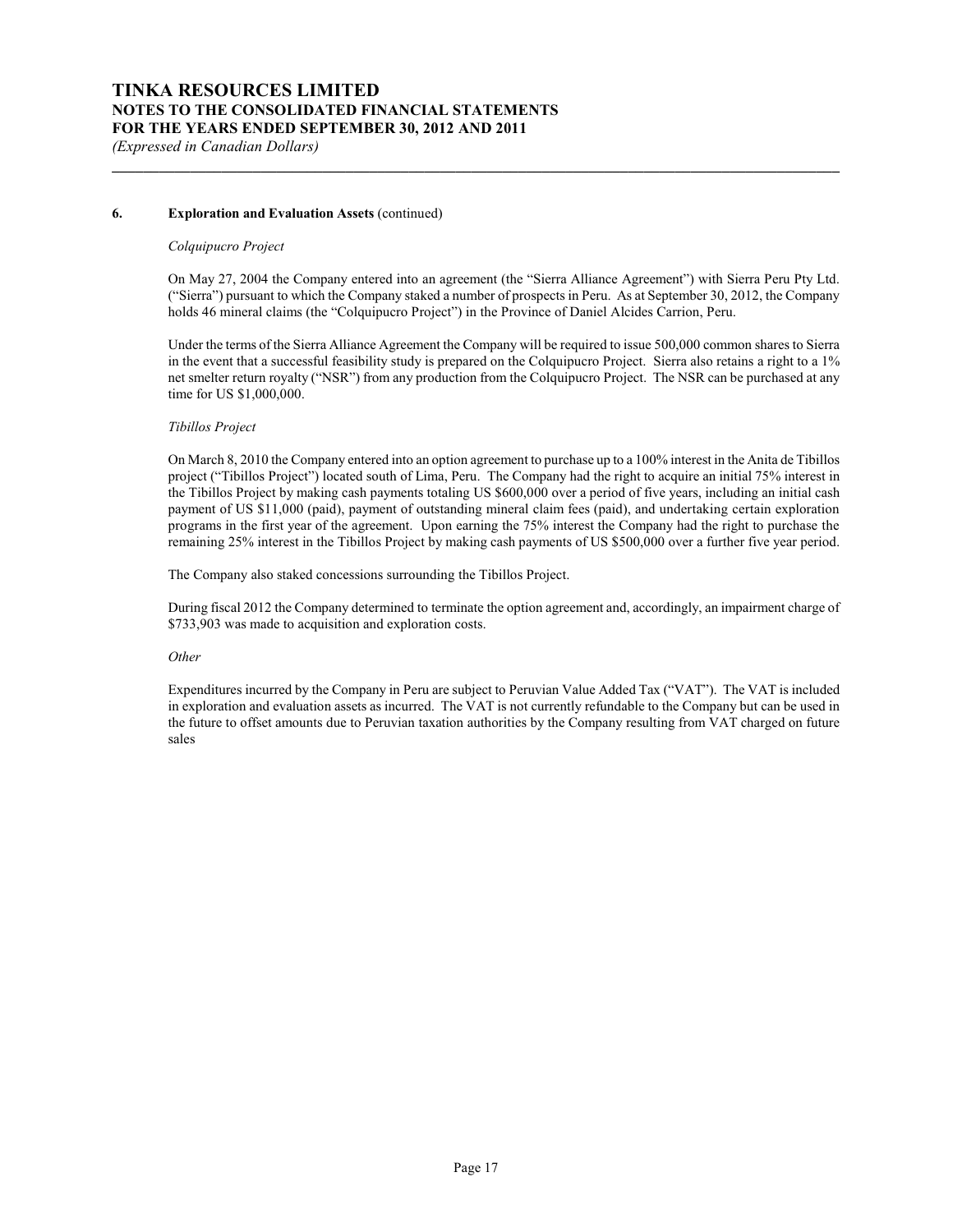### 6. Exploration and Evaluation Assets (continued)

*Colquipucro Project*

On May 27, 2004 the Company entered into an agreement (the "Sierra Alliance Agreement") with Sierra Peru Pty Ltd. ("Sierra") pursuant to which the Company staked a number of prospects in Peru. As at September 30, 2012, the Company holds 46 mineral claims (the "Colquipucro Project") in the Province of Daniel Alcides Carrion, Peru.

Under the terms of the Sierra Alliance Agreement the Company will be required to issue 500,000 common shares to Sierra in the event that a successful feasibility study is prepared on the Colquipucro Project. Sierra also retains a right to a 1% net smelter return royalty ("NSR") from any production from the Colquipucro Project. The NSR can be purchased at any time for US $1,000,000.

*Tibillos Project*

On March 8, 2010 the Company entered into an option agreement to purchase up to a 100% interest in the Anita de Tibillos project ("Tibillos Project") located south of Lima, Peru. The Company had the right to acquire an initial 75% interest in the Tibillos Project by making cash payments totaling US $600,000 over a period of five years, including an initial cash payment of US $11,000 (paid), payment of outstanding mineral claim fees (paid), and undertaking certain exploration programs in the first year of the agreement. Upon earning the 75% interest the Company had the right to purchase the remaining 25% interest in the Tibillos Project by making cash payments of US $500,000 over a further five year period.

The Company also staked concessions surrounding the Tibillos Project.

During fiscal 2012 the Company determined to terminate the option agreement and, accordingly, an impairment charge of $733,903 was made to acquisition and exploration costs.

*Other*

Expenditures incurred by the Company in Peru are subject to Peruvian Value Added Tax ("VAT"). The VAT is included in exploration and evaluation assets as incurred. The VAT is not currently refundable to the Company but can be used in the future to offset amounts due to Peruvian taxation authorities by the Company resulting from VAT charged on future sales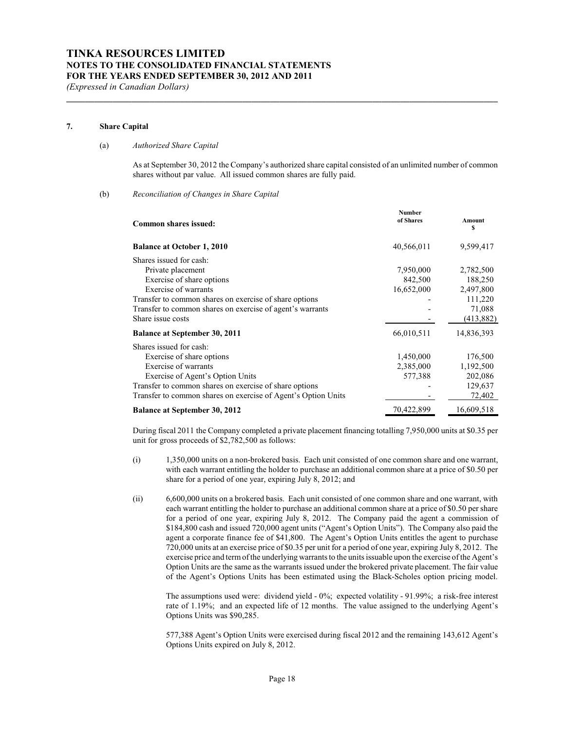# TINKA RESOURCES LIMITED
## NOTES TO THE CONSOLIDATED FINANCIAL STATEMENTS
## FOR THE YEARS ENDED SEPTEMBER 30, 2012 AND 2011
*(Expressed in Canadian Dollars)*

### 7. Share Capital

(a) *Authorized Share Capital*

As at September 30, 2012 the Company's authorized share capital consisted of an unlimited number of common shares without par value. All issued common shares are fully paid.

(b) *Reconciliation of Changes in Share Capital*

| **Common shares issued:** | **Number of Shares** | **Amount $** |
|---|---|---|
| **Balance at October 1, 2010** | 40,566,011 | 9,599,417 |
| Shares issued for cash: | | |
| Private placement | 7,950,000 | 2,782,500 |
| Exercise of share options | 842,500 | 188,250 |
| Exercise of warrants | 16,652,000 | 2,497,800 |
| Transfer to common shares on exercise of share options | - | 111,220 |
| Transfer to common shares on exercise of agent's warrants | - | 71,088 |
| Share issue costs | - | (413,882) |
| **Balance at September 30, 2011** | 66,010,511 | 14,836,393 |
| Shares issued for cash: | | |
| Exercise of share options | 1,450,000 | 176,500 |
| Exercise of warrants | 2,385,000 | 1,192,500 |
| Exercise of Agent's Option Units | 577,388 | 202,086 |
| Transfer to common shares on exercise of share options | - | 129,637 |
| Transfer to common shares on exercise of Agent's Option Units | - | 72,402 |
| **Balance at September 30, 2012** | 70,422,899 | 16,609,518 |

During fiscal 2011 the Company completed a private placement financing totalling 7,950,000 units at $0.35 per unit for gross proceeds of $2,782,500 as follows:

(i) 1,350,000 units on a non-brokered basis. Each unit consisted of one common share and one warrant, with each warrant entitling the holder to purchase an additional common share at a price of $0.50 per share for a period of one year, expiring July 8, 2012; and

(ii) 6,600,000 units on a brokered basis. Each unit consisted of one common share and one warrant, with each warrant entitling the holder to purchase an additional common share at a price of $0.50 per share for a period of one year, expiring July 8, 2012. The Company paid the agent a commission of $184,800 cash and issued 720,000 agent units ("Agent's Option Units"). The Company also paid the agent a corporate finance fee of $41,800. The Agent's Option Units entitles the agent to purchase 720,000 units at an exercise price of $0.35 per unit for a period of one year, expiring July 8, 2012. The exercise price and term of the underlying warrants to the units issuable upon the exercise of the Agent's Option Units are the same as the warrants issued under the brokered private placement. The fair value of the Agent's Options Units has been estimated using the Black-Scholes option pricing model.

The assumptions used were: dividend yield - 0%; expected volatility - 91.99%; a risk-free interest rate of 1.19%; and an expected life of 12 months. The value assigned to the underlying Agent's Options Units was $90,285.

577,388 Agent's Option Units were exercised during fiscal 2012 and the remaining 143,612 Agent's Options Units expired on July 8, 2012.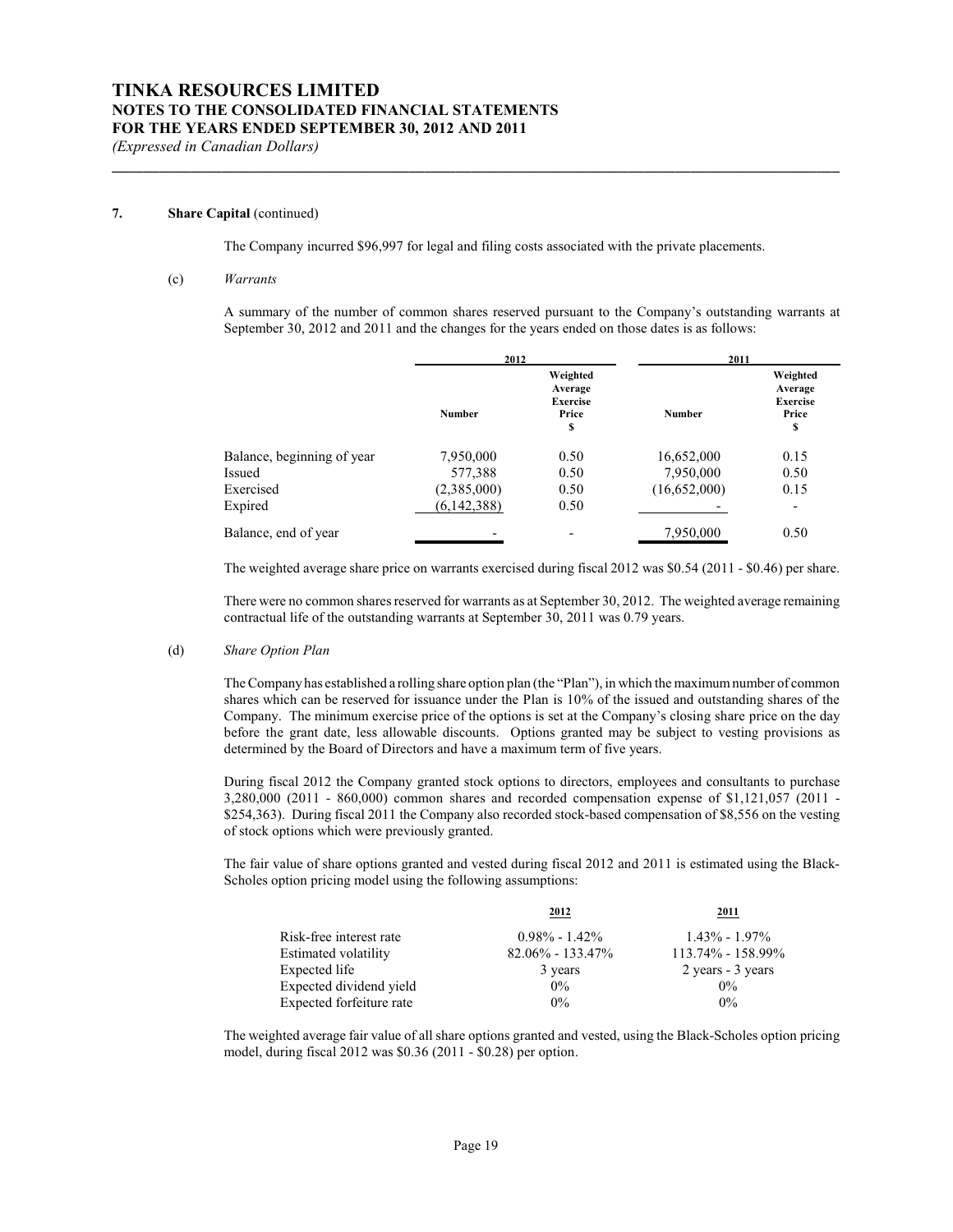### 7. Share Capital (continued)

The Company incurred $96,997 for legal and filing costs associated with the private placements.

(c) *Warrants*

A summary of the number of common shares reserved pursuant to the Company's outstanding warrants at September 30, 2012 and 2011 and the changes for the years ended on those dates is as follows:

| | 2012 | | 2011 | |
|---|---|---|---|---|
| | Number | Weighted Average Exercise Price $ | Number | Weighted Average Exercise Price $ |
| Balance, beginning of year | 7,950,000 | 0.50 | 16,652,000 | 0.15 |
| Issued | 577,388 | 0.50 | 7,950,000 | 0.50 |
| Exercised | (2,385,000) | 0.50 | (16,652,000) | 0.15 |
| Expired | (6,142,388) | 0.50 | - | - |
| Balance, end of year | - | - | 7,950,000 | 0.50 |

The weighted average share price on warrants exercised during fiscal 2012 was $0.54 (2011 - $0.46) per share.

There were no common shares reserved for warrants as at September 30, 2012. The weighted average remaining contractual life of the outstanding warrants at September 30, 2011 was 0.79 years.

(d) *Share Option Plan*

The Company has established a rolling share option plan (the "Plan"), in which the maximum number of common shares which can be reserved for issuance under the Plan is 10% of the issued and outstanding shares of the Company. The minimum exercise price of the options is set at the Company's closing share price on the day before the grant date, less allowable discounts. Options granted may be subject to vesting provisions as determined by the Board of Directors and have a maximum term of five years.

During fiscal 2012 the Company granted stock options to directors, employees and consultants to purchase 3,280,000 (2011 - 860,000) common shares and recorded compensation expense of $1,121,057 (2011 - $254,363). During fiscal 2011 the Company also recorded stock-based compensation of $8,556 on the vesting of stock options which were previously granted.

The fair value of share options granted and vested during fiscal 2012 and 2011 is estimated using the Black-Scholes option pricing model using the following assumptions:

| | 2012 | 2011 |
|---|---|---|
| Risk-free interest rate | 0.98% - 1.42% | 1.43% - 1.97% |
| Estimated volatility | 82.06% - 133.47% | 113.74% - 158.99% |
| Expected life | 3 years | 2 years - 3 years |
| Expected dividend yield | 0% | 0% |
| Expected forfeiture rate | 0% | 0% |

The weighted average fair value of all share options granted and vested, using the Black-Scholes option pricing model, during fiscal 2012 was $0.36 (2011 - $0.28) per option.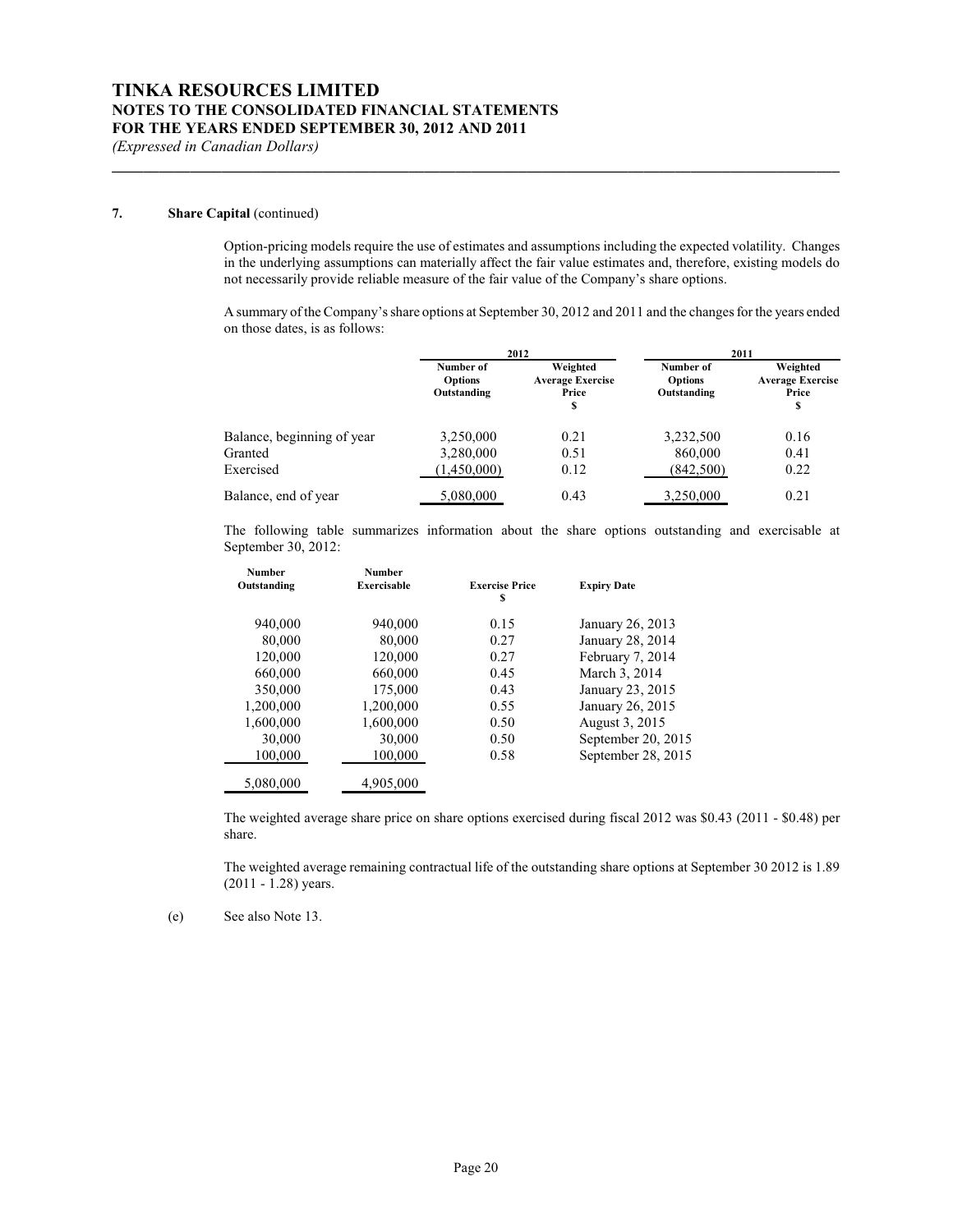**7. Share Capital** (continued)

Option-pricing models require the use of estimates and assumptions including the expected volatility. Changes in the underlying assumptions can materially affect the fair value estimates and, therefore, existing models do not necessarily provide reliable measure of the fair value of the Company's share options.

A summary of the Company's share options at September 30, 2012 and 2011 and the changes for the years ended on those dates, is as follows:

| | 2012 | | 2011 | |
|---|---|---|---|---|
| | Number of Options Outstanding | Weighted Average Exercise Price $ | Number of Options Outstanding | Weighted Average Exercise Price $ |
| Balance, beginning of year | 3,250,000 | 0.21 | 3,232,500 | 0.16 |
| Granted | 3,280,000 | 0.51 | 860,000 | 0.41 |
| Exercised | (1,450,000) | 0.12 | (842,500) | 0.22 |
| Balance, end of year | 5,080,000 | 0.43 | 3,250,000 | 0.21 |

The following table summarizes information about the share options outstanding and exercisable at September 30, 2012:

| Number Outstanding | Number Exercisable | Exercise Price $ | Expiry Date |
|---|---|---|---|
| 940,000 | 940,000 | 0.15 | January 26, 2013 |
| 80,000 | 80,000 | 0.27 | January 28, 2014 |
| 120,000 | 120,000 | 0.27 | February 7, 2014 |
| 660,000 | 660,000 | 0.45 | March 3, 2014 |
| 350,000 | 175,000 | 0.43 | January 23, 2015 |
| 1,200,000 | 1,200,000 | 0.55 | January 26, 2015 |
| 1,600,000 | 1,600,000 | 0.50 | August 3, 2015 |
| 30,000 | 30,000 | 0.50 | September 20, 2015 |
| 100,000 | 100,000 | 0.58 | September 28, 2015 |
| 5,080,000 | 4,905,000 | | |

The weighted average share price on share options exercised during fiscal 2012 was $0.43 (2011 - $0.48) per share.

The weighted average remaining contractual life of the outstanding share options at September 30 2012 is 1.89 (2011 - 1.28) years.

(e) See also Note 13.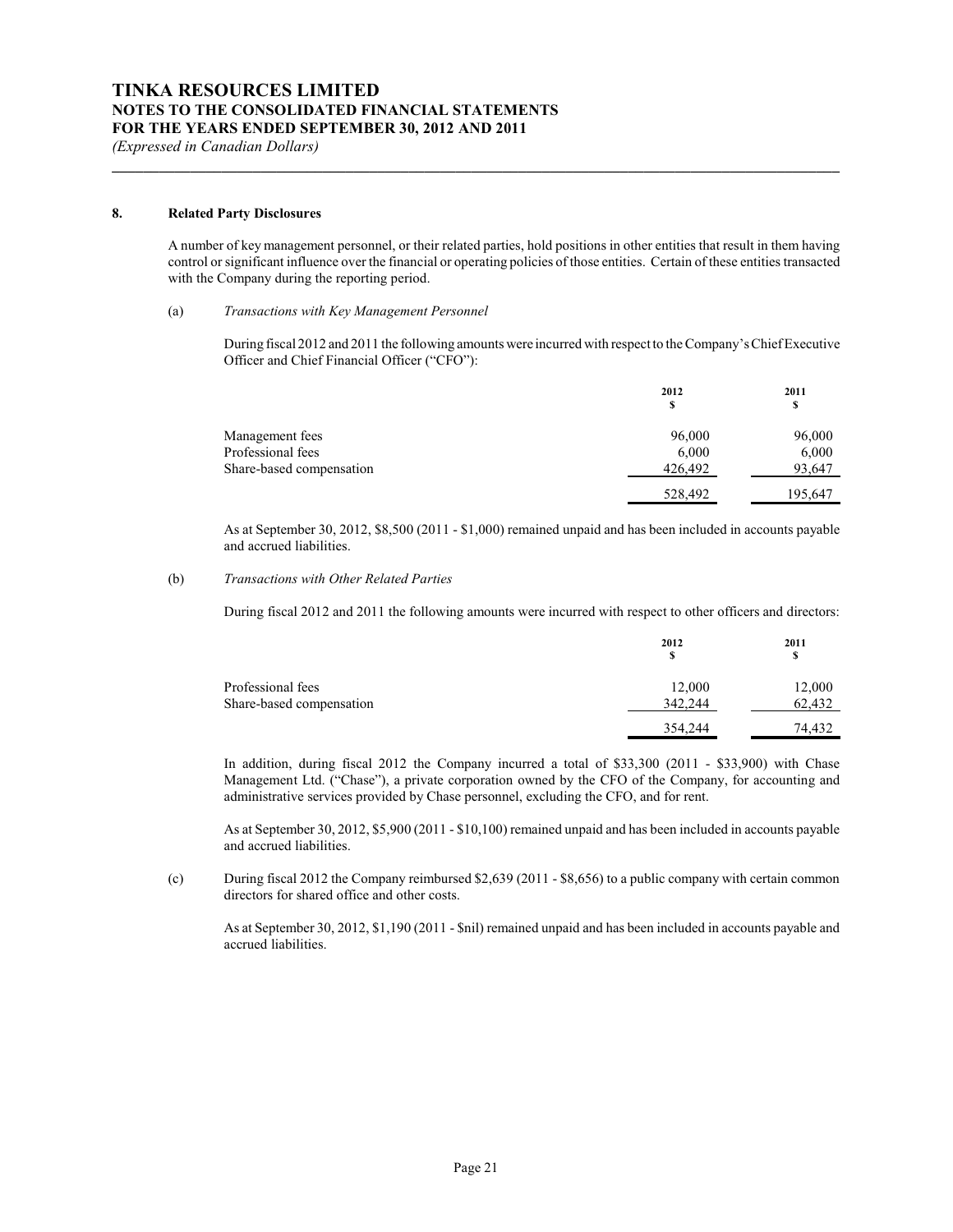## 8. Related Party Disclosures

A number of key management personnel, or their related parties, hold positions in other entities that result in them having control or significant influence over the financial or operating policies of those entities. Certain of these entities transacted with the Company during the reporting period.

(a) *Transactions with Key Management Personnel*

During fiscal 2012 and 2011 the following amounts were incurred with respect to the Company's Chief Executive Officer and Chief Financial Officer ("CFO"):

| | 2012<br>$ | 2011<br>$ |
|---|---|---|
| Management fees | 96,000 | 96,000 |
| Professional fees | 6,000 | 6,000 |
| Share-based compensation | 426,492 | 93,647 |
| | 528,492 | 195,647 |

As at September 30, 2012, $8,500 (2011 - $1,000) remained unpaid and has been included in accounts payable and accrued liabilities.

(b) *Transactions with Other Related Parties*

During fiscal 2012 and 2011 the following amounts were incurred with respect to other officers and directors:

| | 2012<br>$ | 2011<br>$ |
|---|---|---|
| Professional fees | 12,000 | 12,000 |
| Share-based compensation | 342,244 | 62,432 |
| | 354,244 | 74,432 |

In addition, during fiscal 2012 the Company incurred a total of $33,300 (2011 - $33,900) with Chase Management Ltd. ("Chase"), a private corporation owned by the CFO of the Company, for accounting and administrative services provided by Chase personnel, excluding the CFO, and for rent.

As at September 30, 2012, $5,900 (2011 - $10,100) remained unpaid and has been included in accounts payable and accrued liabilities.

(c) During fiscal 2012 the Company reimbursed $2,639 (2011 - $8,656) to a public company with certain common directors for shared office and other costs.

As at September 30, 2012, $1,190 (2011 - $nil) remained unpaid and has been included in accounts payable and accrued liabilities.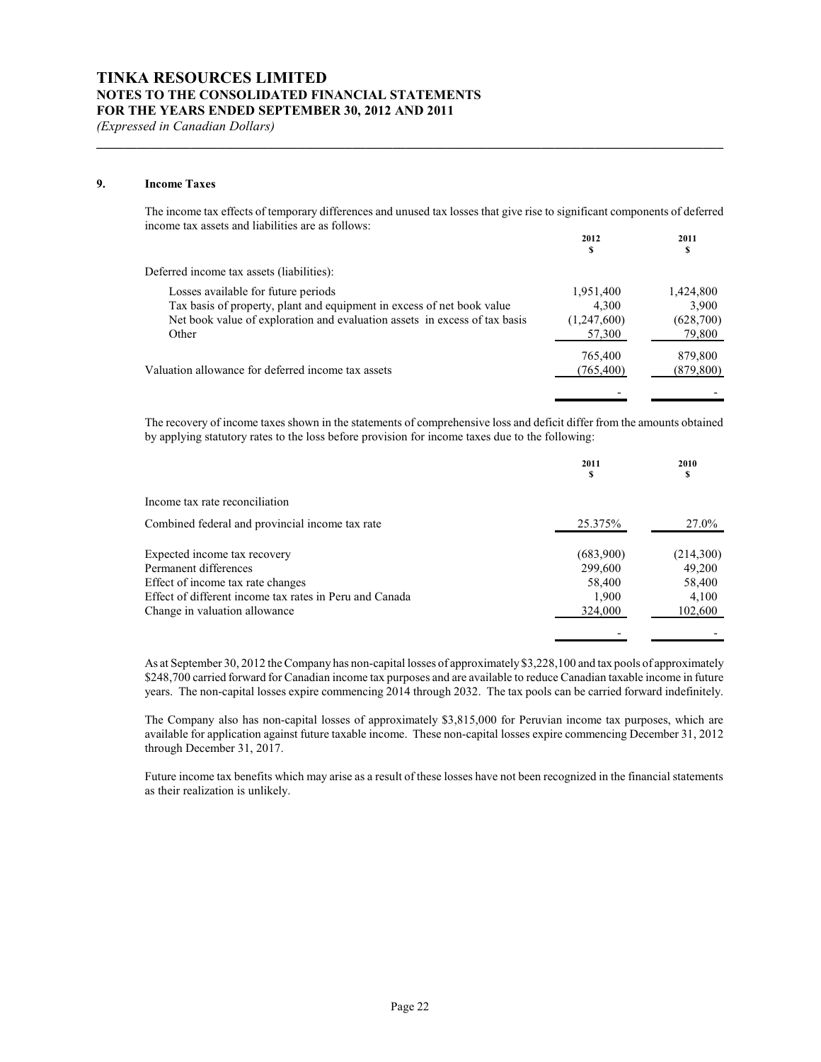## 9. Income Taxes

The income tax effects of temporary differences and unused tax losses that give rise to significant components of deferred income tax assets and liabilities are as follows:

| | 2012<br>$ | 2011<br>$ |
|---|---|---|
| Deferred income tax assets (liabilities): | | |
| Losses available for future periods | 1,951,400 | 1,424,800 |
| Tax basis of property, plant and equipment in excess of net book value | 4,300 | 3,900 |
| Net book value of exploration and evaluation assets in excess of tax basis | (1,247,600) | (628,700) |
| Other | 57,300 | 79,800 |
| | 765,400 | 879,800 |
| Valuation allowance for deferred income tax assets | (765,400) | (879,800) |
| | - | - |

The recovery of income taxes shown in the statements of comprehensive loss and deficit differ from the amounts obtained by applying statutory rates to the loss before provision for income taxes due to the following:

| | 2011<br>$ | 2010<br>$ |
|---|---|---|
| Income tax rate reconciliation | | |
| Combined federal and provincial income tax rate | 25.375% | 27.0% |
| Expected income tax recovery | (683,900) | (214,300) |
| Permanent differences | 299,600 | 49,200 |
| Effect of income tax rate changes | 58,400 | 58,400 |
| Effect of different income tax rates in Peru and Canada | 1,900 | 4,100 |
| Change in valuation allowance | 324,000 | 102,600 |
| | - | - |

As at September 30, 2012 the Company has non-capital losses of approximately $3,228,100 and tax pools of approximately $248,700 carried forward for Canadian income tax purposes and are available to reduce Canadian taxable income in future years. The non-capital losses expire commencing 2014 through 2032. The tax pools can be carried forward indefinitely.

The Company also has non-capital losses of approximately $3,815,000 for Peruvian income tax purposes, which are available for application against future taxable income. These non-capital losses expire commencing December 31, 2012 through December 31, 2017.

Future income tax benefits which may arise as a result of these losses have not been recognized in the financial statements as their realization is unlikely.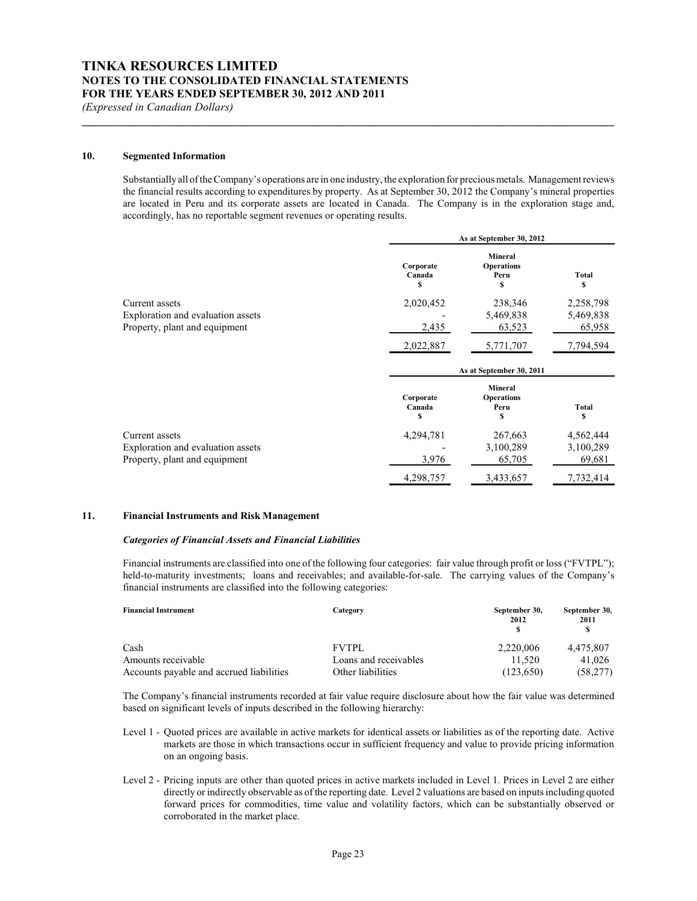# TINKA RESOURCES LIMITED
## NOTES TO THE CONSOLIDATED FINANCIAL STATEMENTS
## FOR THE YEARS ENDED SEPTEMBER 30, 2012 AND 2011
*(Expressed in Canadian Dollars)*

### 10. Segmented Information

Substantially all of the Company's operations are in one industry, the exploration for precious metals. Management reviews the financial results according to expenditures by property. As at September 30, 2012 the Company's mineral properties are located in Peru and its corporate assets are located in Canada. The Company is in the exploration stage and, accordingly, has no reportable segment revenues or operating results.

| | As at September 30, 2012 | | |
|---|---|---|---|
| | Corporate Canada $ | Mineral Operations Peru $ | Total $ |
| Current assets | 2,020,452 | 238,346 | 2,258,798 |
| Exploration and evaluation assets | - | 5,469,838 | 5,469,838 |
| Property, plant and equipment | 2,435 | 63,523 | 65,958 |
| | 2,022,887 | 5,771,707 | 7,794,594 |

| | As at September 30, 2011 | | |
|---|---|---|---|
| | Corporate Canada $ | Mineral Operations Peru $ | Total $ |
| Current assets | 4,294,781 | 267,663 | 4,562,444 |
| Exploration and evaluation assets | - | 3,100,289 | 3,100,289 |
| Property, plant and equipment | 3,976 | 65,705 | 69,681 |
| | 4,298,757 | 3,433,657 | 7,732,414 |

### 11. Financial Instruments and Risk Management

***Categories of Financial Assets and Financial Liabilities***

Financial instruments are classified into one of the following four categories: fair value through profit or loss ("FVTPL"); held-to-maturity investments; loans and receivables; and available-for-sale. The carrying values of the Company's financial instruments are classified into the following categories:

| Financial Instrument | Category | September 30, 2012 $ | September 30, 2011 $ |
|---|---|---|---|
| Cash | FVTPL | 2,220,006 | 4,475,807 |
| Amounts receivable | Loans and receivables | 11,520 | 41,026 |
| Accounts payable and accrued liabilities | Other liabilities | (123,650) | (58,277) |

The Company's financial instruments recorded at fair value require disclosure about how the fair value was determined based on significant levels of inputs described in the following hierarchy:

Level 1 - Quoted prices are available in active markets for identical assets or liabilities as of the reporting date. Active markets are those in which transactions occur in sufficient frequency and value to provide pricing information on an ongoing basis.

Level 2 - Pricing inputs are other than quoted prices in active markets included in Level 1. Prices in Level 2 are either directly or indirectly observable as of the reporting date. Level 2 valuations are based on inputs including quoted forward prices for commodities, time value and volatility factors, which can be substantially observed or corroborated in the market place.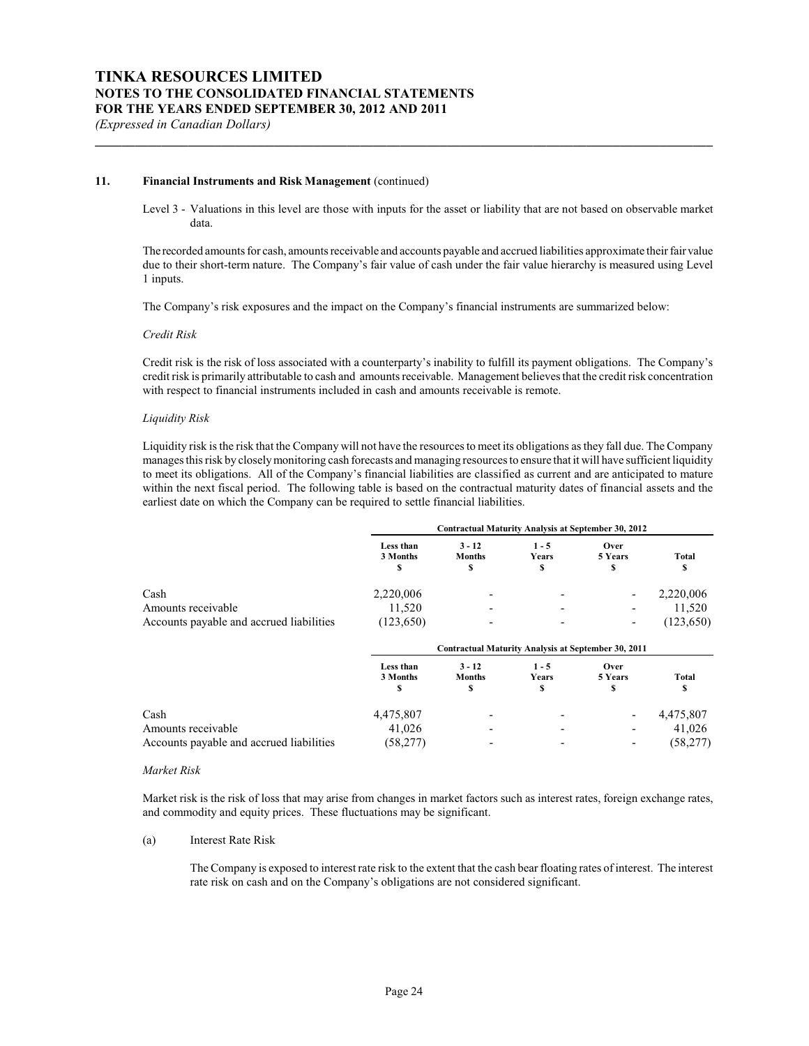## 11. Financial Instruments and Risk Management (continued)

Level 3 - Valuations in this level are those with inputs for the asset or liability that are not based on observable market data.

The recorded amounts for cash, amounts receivable and accounts payable and accrued liabilities approximate their fair value due to their short-term nature. The Company's fair value of cash under the fair value hierarchy is measured using Level 1 inputs.

The Company's risk exposures and the impact on the Company's financial instruments are summarized below:

*Credit Risk*

Credit risk is the risk of loss associated with a counterparty's inability to fulfill its payment obligations. The Company's credit risk is primarily attributable to cash and amounts receivable. Management believes that the credit risk concentration with respect to financial instruments included in cash and amounts receivable is remote.

*Liquidity Risk*

Liquidity risk is the risk that the Company will not have the resources to meet its obligations as they fall due. The Company manages this risk by closely monitoring cash forecasts and managing resources to ensure that it will have sufficient liquidity to meet its obligations. All of the Company's financial liabilities are classified as current and are anticipated to mature within the next fiscal period. The following table is based on the contractual maturity dates of financial assets and the earliest date on which the Company can be required to settle financial liabilities.

| | Contractual Maturity Analysis at September 30, 2012 | | | | |
|---|---|---|---|---|---|
| | Less than 3 Months $ | 3 - 12 Months $ | 1 - 5 Years $ | Over 5 Years $ | Total $ |
| Cash | 2,220,006 | - | - | - | 2,220,006 |
| Amounts receivable | 11,520 | - | - | - | 11,520 |
| Accounts payable and accrued liabilities | (123,650) | - | - | - | (123,650) |

| | Contractual Maturity Analysis at September 30, 2011 | | | | |
|---|---|---|---|---|---|
| | Less than 3 Months $ | 3 - 12 Months $ | 1 - 5 Years $ | Over 5 Years $ | Total $ |
| Cash | 4,475,807 | - | - | - | 4,475,807 |
| Amounts receivable | 41,026 | - | - | - | 41,026 |
| Accounts payable and accrued liabilities | (58,277) | - | - | - | (58,277) |

*Market Risk*

Market risk is the risk of loss that may arise from changes in market factors such as interest rates, foreign exchange rates, and commodity and equity prices. These fluctuations may be significant.

(a) Interest Rate Risk

The Company is exposed to interest rate risk to the extent that the cash bear floating rates of interest. The interest rate risk on cash and on the Company's obligations are not considered significant.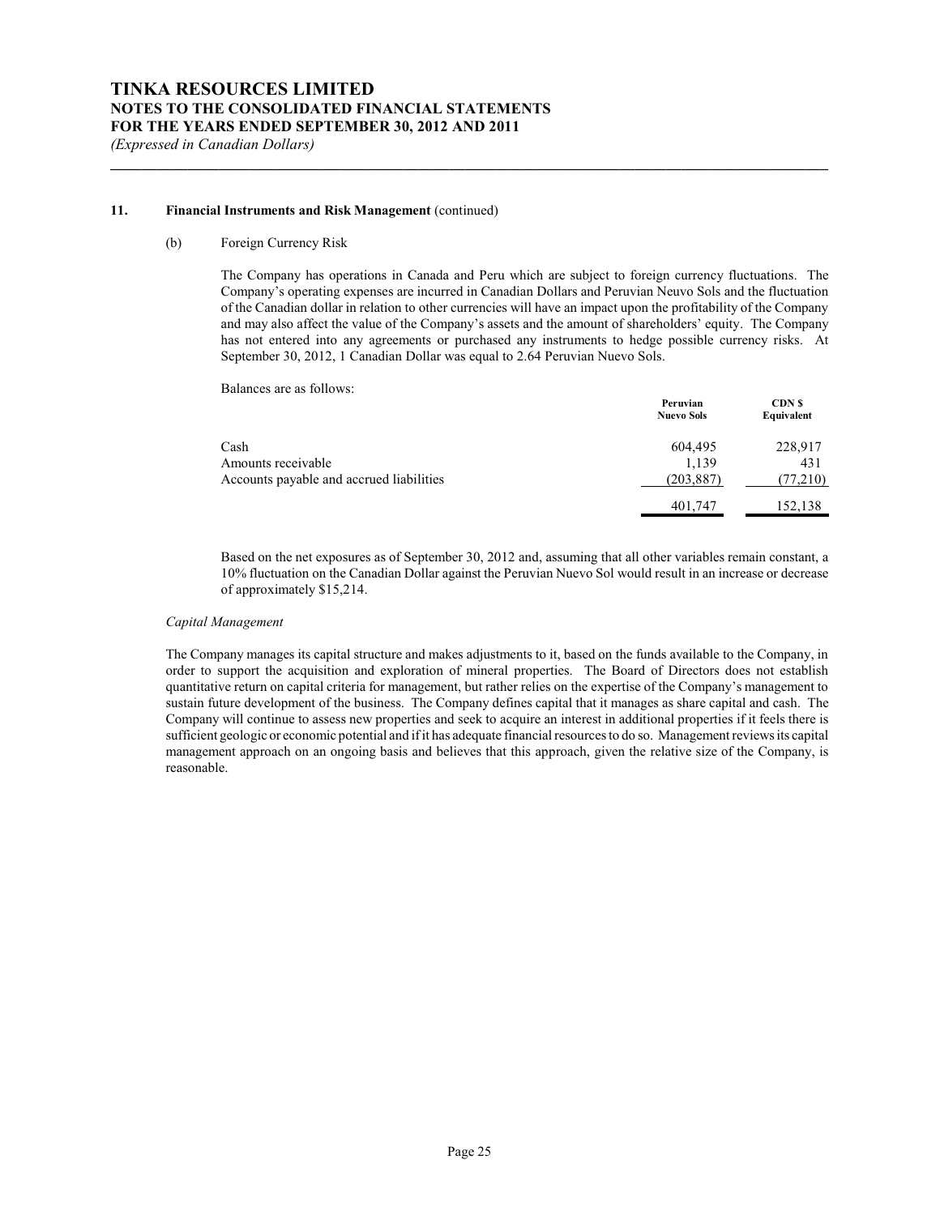### 11. Financial Instruments and Risk Management (continued)

(b) Foreign Currency Risk

The Company has operations in Canada and Peru which are subject to foreign currency fluctuations. The Company's operating expenses are incurred in Canadian Dollars and Peruvian Neuvo Sols and the fluctuation of the Canadian dollar in relation to other currencies will have an impact upon the profitability of the Company and may also affect the value of the Company's assets and the amount of shareholders' equity. The Company has not entered into any agreements or purchased any instruments to hedge possible currency risks. At September 30, 2012, 1 Canadian Dollar was equal to 2.64 Peruvian Nuevo Sols.

Balances are as follows:

| | Peruvian Nuevo Sols | CDN $ Equivalent |
|---|---|---|
| Cash | 604,495 | 228,917 |
| Amounts receivable | 1,139 | 431 |
| Accounts payable and accrued liabilities | (203,887) | (77,210) |
| | 401,747 | 152,138 |

Based on the net exposures as of September 30, 2012 and, assuming that all other variables remain constant, a 10% fluctuation on the Canadian Dollar against the Peruvian Nuevo Sol would result in an increase or decrease of approximately $15,214.

*Capital Management*

The Company manages its capital structure and makes adjustments to it, based on the funds available to the Company, in order to support the acquisition and exploration of mineral properties. The Board of Directors does not establish quantitative return on capital criteria for management, but rather relies on the expertise of the Company's management to sustain future development of the business. The Company defines capital that it manages as share capital and cash. The Company will continue to assess new properties and seek to acquire an interest in additional properties if it feels there is sufficient geologic or economic potential and if it has adequate financial resources to do so. Management reviews its capital management approach on an ongoing basis and believes that this approach, given the relative size of the Company, is reasonable.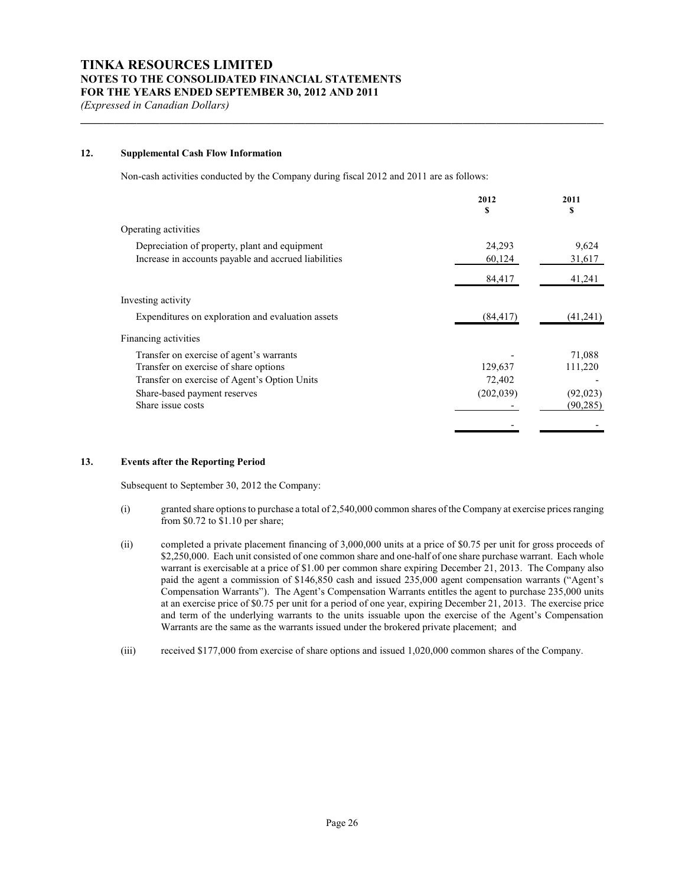# TINKA RESOURCES LIMITED
## NOTES TO THE CONSOLIDATED FINANCIAL STATEMENTS
## FOR THE YEARS ENDED SEPTEMBER 30, 2012 AND 2011
*(Expressed in Canadian Dollars)*

### 12. Supplemental Cash Flow Information

Non-cash activities conducted by the Company during fiscal 2012 and 2011 are as follows:

| | 2012<br>$ | 2011<br>$ |
|---|---|---|
| Operating activities | | |
| Depreciation of property, plant and equipment | 24,293 | 9,624 |
| Increase in accounts payable and accrued liabilities | 60,124 | 31,617 |
| | 84,417 | 41,241 |
| Investing activity | | |
| Expenditures on exploration and evaluation assets | (84,417) | (41,241) |
| Financing activities | | |
| Transfer on exercise of agent's warrants | - | 71,088 |
| Transfer on exercise of share options | 129,637 | 111,220 |
| Transfer on exercise of Agent's Option Units | 72,402 | - |
| Share-based payment reserves | (202,039) | (92,023) |
| Share issue costs | - | (90,285) |
| | - | - |

### 13. Events after the Reporting Period

Subsequent to September 30, 2012 the Company:

(i) granted share options to purchase a total of 2,540,000 common shares of the Company at exercise prices ranging from $0.72 to $1.10 per share;

(ii) completed a private placement financing of 3,000,000 units at a price of $0.75 per unit for gross proceeds of $2,250,000. Each unit consisted of one common share and one-half of one share purchase warrant. Each whole warrant is exercisable at a price of $1.00 per common share expiring December 21, 2013. The Company also paid the agent a commission of $146,850 cash and issued 235,000 agent compensation warrants ("Agent's Compensation Warrants"). The Agent's Compensation Warrants entitles the agent to purchase 235,000 units at an exercise price of $0.75 per unit for a period of one year, expiring December 21, 2013. The exercise price and term of the underlying warrants to the units issuable upon the exercise of the Agent's Compensation Warrants are the same as the warrants issued under the brokered private placement; and

(iii) received $177,000 from exercise of share options and issued 1,020,000 common shares of the Company.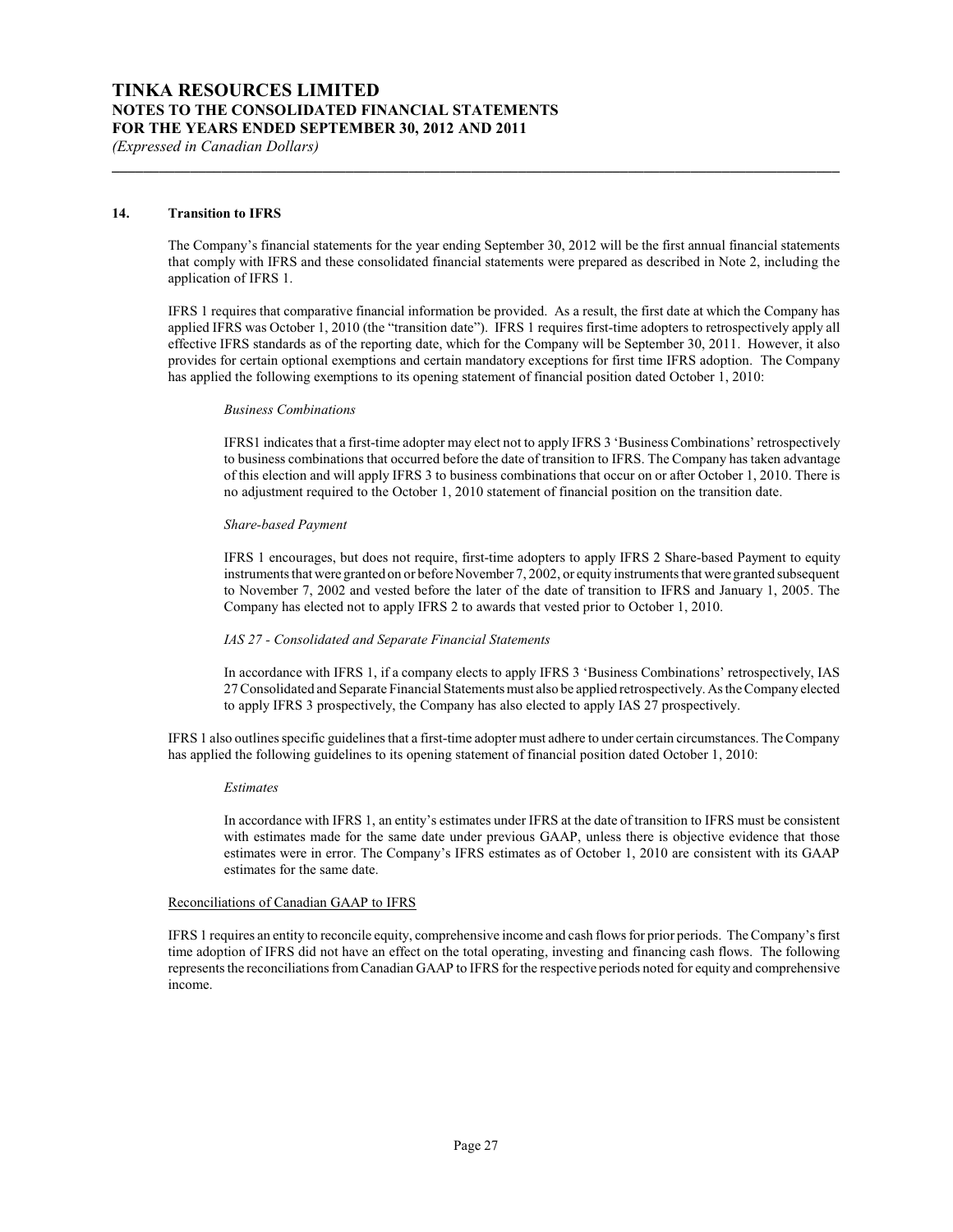## 14. Transition to IFRS

The Company's financial statements for the year ending September 30, 2012 will be the first annual financial statements that comply with IFRS and these consolidated financial statements were prepared as described in Note 2, including the application of IFRS 1.

IFRS 1 requires that comparative financial information be provided. As a result, the first date at which the Company has applied IFRS was October 1, 2010 (the "transition date"). IFRS 1 requires first-time adopters to retrospectively apply all effective IFRS standards as of the reporting date, which for the Company will be September 30, 2011. However, it also provides for certain optional exemptions and certain mandatory exceptions for first time IFRS adoption. The Company has applied the following exemptions to its opening statement of financial position dated October 1, 2010:

*Business Combinations*

IFRS1 indicates that a first-time adopter may elect not to apply IFRS 3 'Business Combinations' retrospectively to business combinations that occurred before the date of transition to IFRS. The Company has taken advantage of this election and will apply IFRS 3 to business combinations that occur on or after October 1, 2010. There is no adjustment required to the October 1, 2010 statement of financial position on the transition date.

*Share-based Payment*

IFRS 1 encourages, but does not require, first-time adopters to apply IFRS 2 Share-based Payment to equity instruments that were granted on or before November 7, 2002, or equity instruments that were granted subsequent to November 7, 2002 and vested before the later of the date of transition to IFRS and January 1, 2005. The Company has elected not to apply IFRS 2 to awards that vested prior to October 1, 2010.

*IAS 27 - Consolidated and Separate Financial Statements*

In accordance with IFRS 1, if a company elects to apply IFRS 3 'Business Combinations' retrospectively, IAS 27 Consolidated and Separate Financial Statements must also be applied retrospectively. As the Company elected to apply IFRS 3 prospectively, the Company has also elected to apply IAS 27 prospectively.

IFRS 1 also outlines specific guidelines that a first-time adopter must adhere to under certain circumstances. The Company has applied the following guidelines to its opening statement of financial position dated October 1, 2010:

*Estimates*

In accordance with IFRS 1, an entity's estimates under IFRS at the date of transition to IFRS must be consistent with estimates made for the same date under previous GAAP, unless there is objective evidence that those estimates were in error. The Company's IFRS estimates as of October 1, 2010 are consistent with its GAAP estimates for the same date.

Reconciliations of Canadian GAAP to IFRS

IFRS 1 requires an entity to reconcile equity, comprehensive income and cash flows for prior periods. The Company's first time adoption of IFRS did not have an effect on the total operating, investing and financing cash flows. The following represents the reconciliations from Canadian GAAP to IFRS for the respective periods noted for equity and comprehensive income.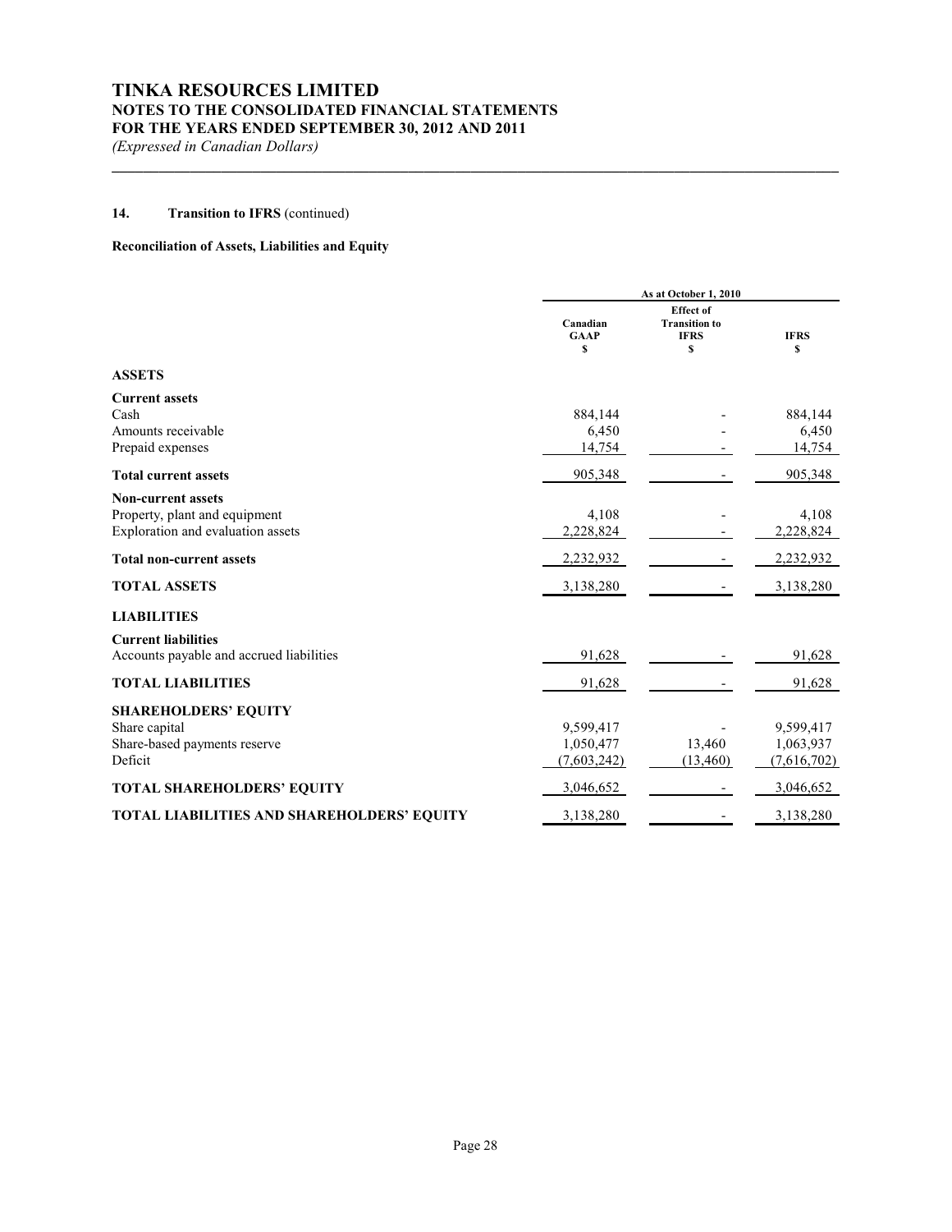# TINKA RESOURCES LIMITED
## NOTES TO THE CONSOLIDATED FINANCIAL STATEMENTS
## FOR THE YEARS ENDED SEPTEMBER 30, 2012 AND 2011
*(Expressed in Canadian Dollars)*

### 14. Transition to IFRS (continued)

**Reconciliation of Assets, Liabilities and Equity**

| | As at October 1, 2010 | | |
|---|---|---|---|
| | Canadian GAAP $ | Effect of Transition to IFRS $ | IFRS $ |
| **ASSETS** | | | |
| **Current assets** | | | |
| Cash | 884,144 | - | 884,144 |
| Amounts receivable | 6,450 | - | 6,450 |
| Prepaid expenses | 14,754 | - | 14,754 |
| **Total current assets** | 905,348 | - | 905,348 |
| **Non-current assets** | | | |
| Property, plant and equipment | 4,108 | - | 4,108 |
| Exploration and evaluation assets | 2,228,824 | - | 2,228,824 |
| **Total non-current assets** | 2,232,932 | - | 2,232,932 |
| **TOTAL ASSETS** | 3,138,280 | - | 3,138,280 |
| **LIABILITIES** | | | |
| **Current liabilities** | | | |
| Accounts payable and accrued liabilities | 91,628 | - | 91,628 |
| **TOTAL LIABILITIES** | 91,628 | - | 91,628 |
| **SHAREHOLDERS' EQUITY** | | | |
| Share capital | 9,599,417 | - | 9,599,417 |
| Share-based payments reserve | 1,050,477 | 13,460 | 1,063,937 |
| Deficit | (7,603,242) | (13,460) | (7,616,702) |
| **TOTAL SHAREHOLDERS' EQUITY** | 3,046,652 | - | 3,046,652 |
| **TOTAL LIABILITIES AND SHAREHOLDERS' EQUITY** | 3,138,280 | - | 3,138,280 |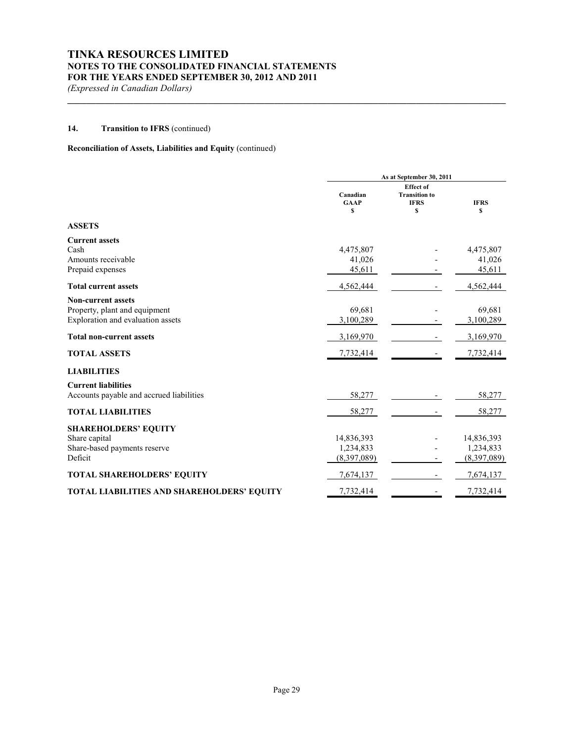# TINKA RESOURCES LIMITED

## NOTES TO THE CONSOLIDATED FINANCIAL STATEMENTS

## FOR THE YEARS ENDED SEPTEMBER 30, 2012 AND 2011

*(Expressed in Canadian Dollars)*

### 14. Transition to IFRS (continued)

**Reconciliation of Assets, Liabilities and Equity** (continued)

| | As at September 30, 2011 | | |
|---|---|---|---|
| | Canadian GAAP $ | Effect of Transition to IFRS $ | IFRS $ |
| **ASSETS** | | | |
| **Current assets** | | | |
| Cash | 4,475,807 | - | 4,475,807 |
| Amounts receivable | 41,026 | - | 41,026 |
| Prepaid expenses | 45,611 | - | 45,611 |
| **Total current assets** | 4,562,444 | - | 4,562,444 |
| **Non-current assets** | | | |
| Property, plant and equipment | 69,681 | - | 69,681 |
| Exploration and evaluation assets | 3,100,289 | - | 3,100,289 |
| **Total non-current assets** | 3,169,970 | - | 3,169,970 |
| **TOTAL ASSETS** | 7,732,414 | - | 7,732,414 |
| **LIABILITIES** | | | |
| **Current liabilities** | | | |
| Accounts payable and accrued liabilities | 58,277 | - | 58,277 |
| **TOTAL LIABILITIES** | 58,277 | - | 58,277 |
| **SHAREHOLDERS' EQUITY** | | | |
| Share capital | 14,836,393 | - | 14,836,393 |
| Share-based payments reserve | 1,234,833 | - | 1,234,833 |
| Deficit | (8,397,089) | - | (8,397,089) |
| **TOTAL SHAREHOLDERS' EQUITY** | 7,674,137 | - | 7,674,137 |
| **TOTAL LIABILITIES AND SHAREHOLDERS' EQUITY** | 7,732,414 | - | 7,732,414 |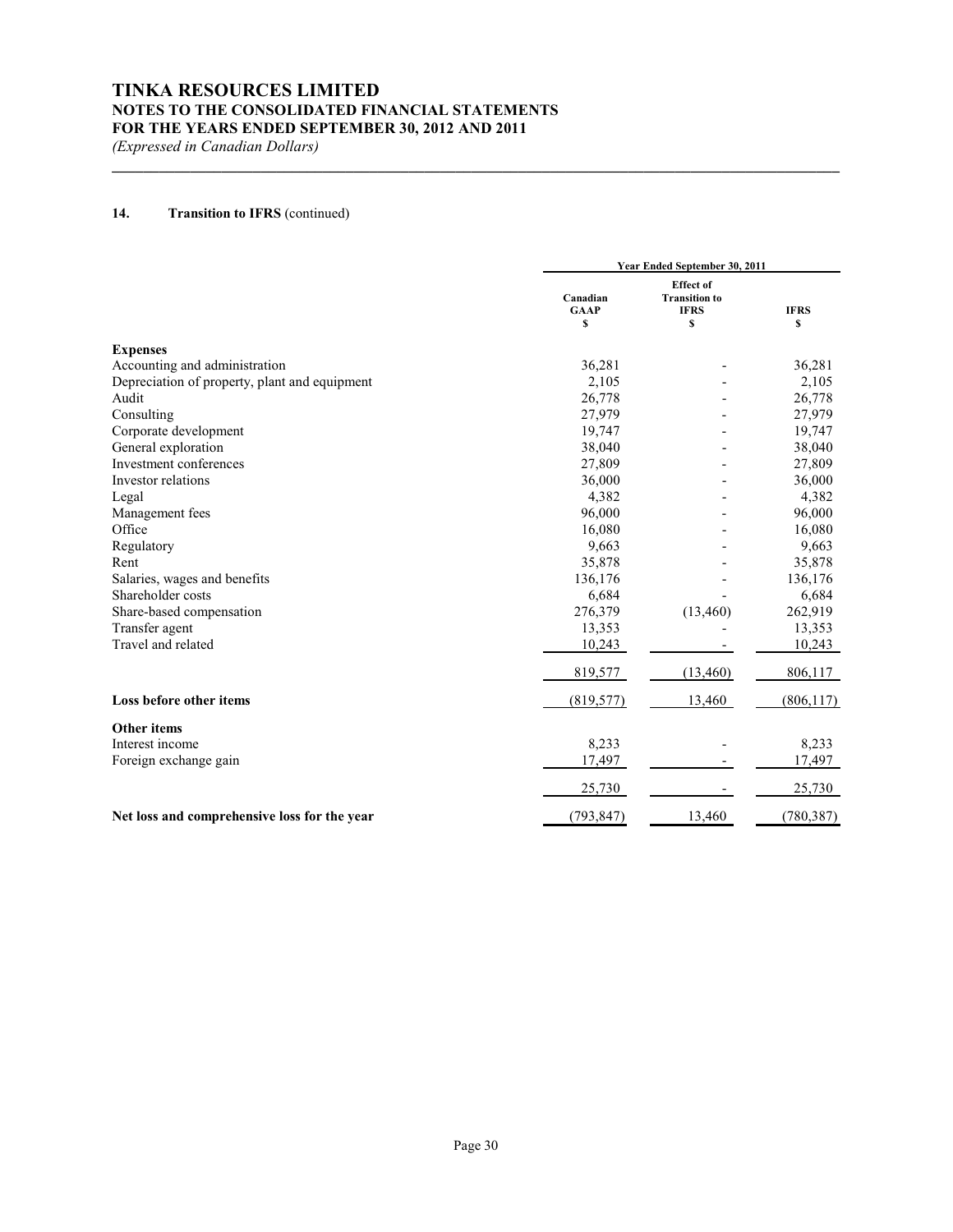# TINKA RESOURCES LIMITED
## NOTES TO THE CONSOLIDATED FINANCIAL STATEMENTS
## FOR THE YEARS ENDED SEPTEMBER 30, 2012 AND 2011
*(Expressed in Canadian Dollars)*

### 14. Transition to IFRS (continued)

| | Year Ended September 30, 2011 | | |
|---|---|---|---|
| | Canadian GAAP $ | Effect of Transition to IFRS $ | IFRS $ |
| **Expenses** | | | |
| Accounting and administration | 36,281 | - | 36,281 |
| Depreciation of property, plant and equipment | 2,105 | - | 2,105 |
| Audit | 26,778 | - | 26,778 |
| Consulting | 27,979 | - | 27,979 |
| Corporate development | 19,747 | - | 19,747 |
| General exploration | 38,040 | - | 38,040 |
| Investment conferences | 27,809 | - | 27,809 |
| Investor relations | 36,000 | - | 36,000 |
| Legal | 4,382 | - | 4,382 |
| Management fees | 96,000 | - | 96,000 |
| Office | 16,080 | - | 16,080 |
| Regulatory | 9,663 | - | 9,663 |
| Rent | 35,878 | - | 35,878 |
| Salaries, wages and benefits | 136,176 | - | 136,176 |
| Shareholder costs | 6,684 | - | 6,684 |
| Share-based compensation | 276,379 | (13,460) | 262,919 |
| Transfer agent | 13,353 | - | 13,353 |
| Travel and related | 10,243 | - | 10,243 |
| | 819,577 | (13,460) | 806,117 |
| **Loss before other items** | (819,577) | 13,460 | (806,117) |
| **Other items** | | | |
| Interest income | 8,233 | - | 8,233 |
| Foreign exchange gain | 17,497 | - | 17,497 |
| | 25,730 | - | 25,730 |
| **Net loss and comprehensive loss for the year** | (793,847) | 13,460 | (780,387) |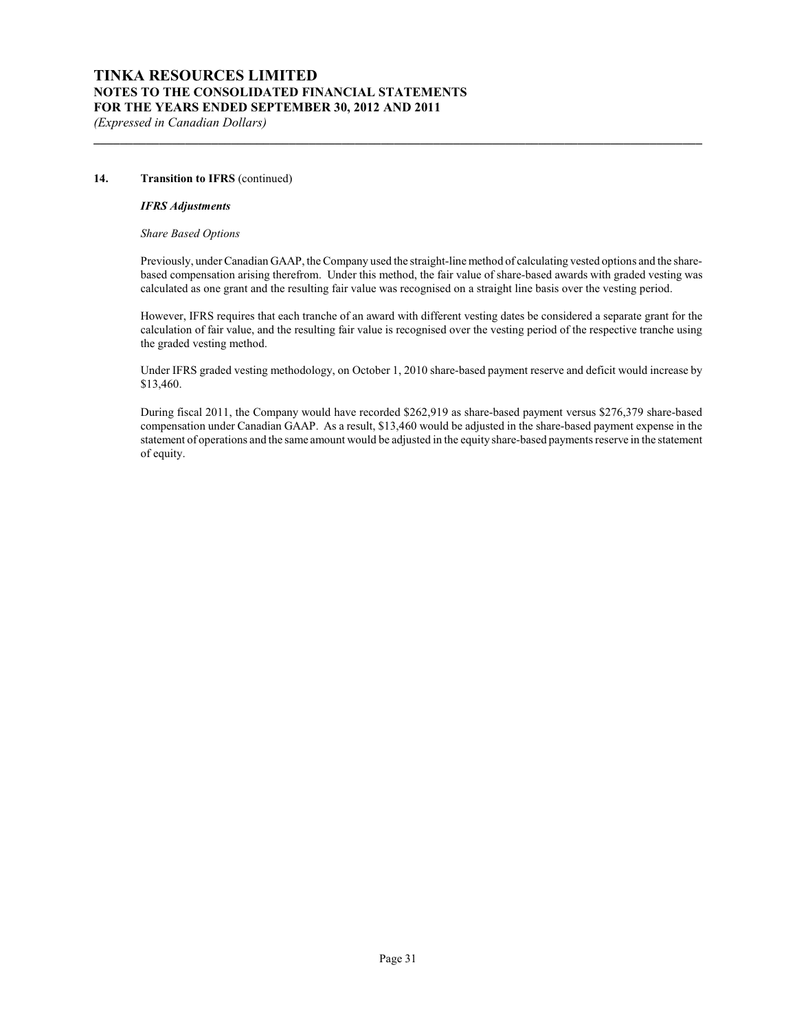## 14. Transition to IFRS (continued)

### *IFRS Adjustments*

*Share Based Options*

Previously, under Canadian GAAP, the Company used the straight-line method of calculating vested options and the share-based compensation arising therefrom. Under this method, the fair value of share-based awards with graded vesting was calculated as one grant and the resulting fair value was recognised on a straight line basis over the vesting period.

However, IFRS requires that each tranche of an award with different vesting dates be considered a separate grant for the calculation of fair value, and the resulting fair value is recognised over the vesting period of the respective tranche using the graded vesting method.

Under IFRS graded vesting methodology, on October 1, 2010 share-based payment reserve and deficit would increase by $13,460.

During fiscal 2011, the Company would have recorded $262,919 as share-based payment versus $276,379 share-based compensation under Canadian GAAP. As a result, $13,460 would be adjusted in the share-based payment expense in the statement of operations and the same amount would be adjusted in the equity share-based payments reserve in the statement of equity.